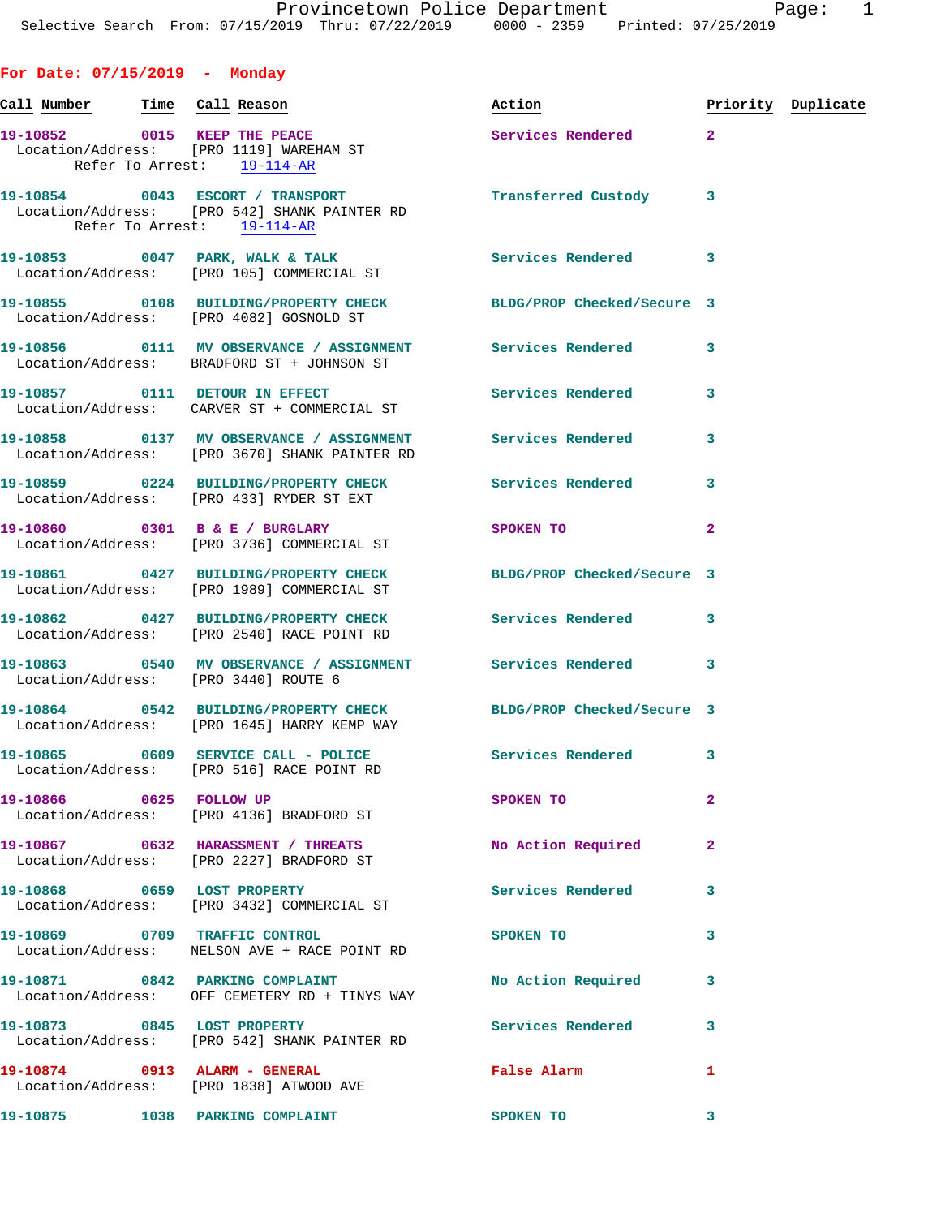Provincetown Police Department
Selective Search From: 07/15/2019 Thru: 07/22/2019 0000 - 2359 Printed: 07/25/2019

## For Date: 07/15/2019 - Monday

| Call Number | Time | Call Reason | Action | Priority | Duplicate |
|---|---|---|---|---|---|
| 19-10852 | 0015 | KEEP THE PEACE | Services Rendered | 2 | |
| Location/Address: [PRO 1119] WAREHAM ST | | | | | |
| Refer To Arrest: 19-114-AR | | | | | |
| 19-10854 | 0043 | ESCORT / TRANSPORT | Transferred Custody | 3 | |
| Location/Address: [PRO 542] SHANK PAINTER RD | | | | | |
| Refer To Arrest: 19-114-AR | | | | | |
| 19-10853 | 0047 | PARK, WALK & TALK | Services Rendered | 3 | |
| Location/Address: [PRO 105] COMMERCIAL ST | | | | | |
| 19-10855 | 0108 | BUILDING/PROPERTY CHECK | BLDG/PROP Checked/Secure | 3 | |
| Location/Address: [PRO 4082] GOSNOLD ST | | | | | |
| 19-10856 | 0111 | MV OBSERVANCE / ASSIGNMENT | Services Rendered | 3 | |
| Location/Address: BRADFORD ST + JOHNSON ST | | | | | |
| 19-10857 | 0111 | DETOUR IN EFFECT | Services Rendered | 3 | |
| Location/Address: CARVER ST + COMMERCIAL ST | | | | | |
| 19-10858 | 0137 | MV OBSERVANCE / ASSIGNMENT | Services Rendered | 3 | |
| Location/Address: [PRO 3670] SHANK PAINTER RD | | | | | |
| 19-10859 | 0224 | BUILDING/PROPERTY CHECK | Services Rendered | 3 | |
| Location/Address: [PRO 433] RYDER ST EXT | | | | | |
| 19-10860 | 0301 | B & E / BURGLARY | SPOKEN TO | 2 | |
| Location/Address: [PRO 3736] COMMERCIAL ST | | | | | |
| 19-10861 | 0427 | BUILDING/PROPERTY CHECK | BLDG/PROP Checked/Secure | 3 | |
| Location/Address: [PRO 1989] COMMERCIAL ST | | | | | |
| 19-10862 | 0427 | BUILDING/PROPERTY CHECK | Services Rendered | 3 | |
| Location/Address: [PRO 2540] RACE POINT RD | | | | | |
| 19-10863 | 0540 | MV OBSERVANCE / ASSIGNMENT | Services Rendered | 3 | |
| Location/Address: [PRO 3440] ROUTE 6 | | | | | |
| 19-10864 | 0542 | BUILDING/PROPERTY CHECK | BLDG/PROP Checked/Secure | 3 | |
| Location/Address: [PRO 1645] HARRY KEMP WAY | | | | | |
| 19-10865 | 0609 | SERVICE CALL - POLICE | Services Rendered | 3 | |
| Location/Address: [PRO 516] RACE POINT RD | | | | | |
| 19-10866 | 0625 | FOLLOW UP | SPOKEN TO | 2 | |
| Location/Address: [PRO 4136] BRADFORD ST | | | | | |
| 19-10867 | 0632 | HARASSMENT / THREATS | No Action Required | 2 | |
| Location/Address: [PRO 2227] BRADFORD ST | | | | | |
| 19-10868 | 0659 | LOST PROPERTY | Services Rendered | 3 | |
| Location/Address: [PRO 3432] COMMERCIAL ST | | | | | |
| 19-10869 | 0709 | TRAFFIC CONTROL | SPOKEN TO | 3 | |
| Location/Address: NELSON AVE + RACE POINT RD | | | | | |
| 19-10871 | 0842 | PARKING COMPLAINT | No Action Required | 3 | |
| Location/Address: OFF CEMETERY RD + TINYS WAY | | | | | |
| 19-10873 | 0845 | LOST PROPERTY | Services Rendered | 3 | |
| Location/Address: [PRO 542] SHANK PAINTER RD | | | | | |
| 19-10874 | 0913 | ALARM - GENERAL | False Alarm | 1 | |
| Location/Address: [PRO 1838] ATWOOD AVE | | | | | |
| 19-10875 | 1038 | PARKING COMPLAINT | SPOKEN TO | 3 | |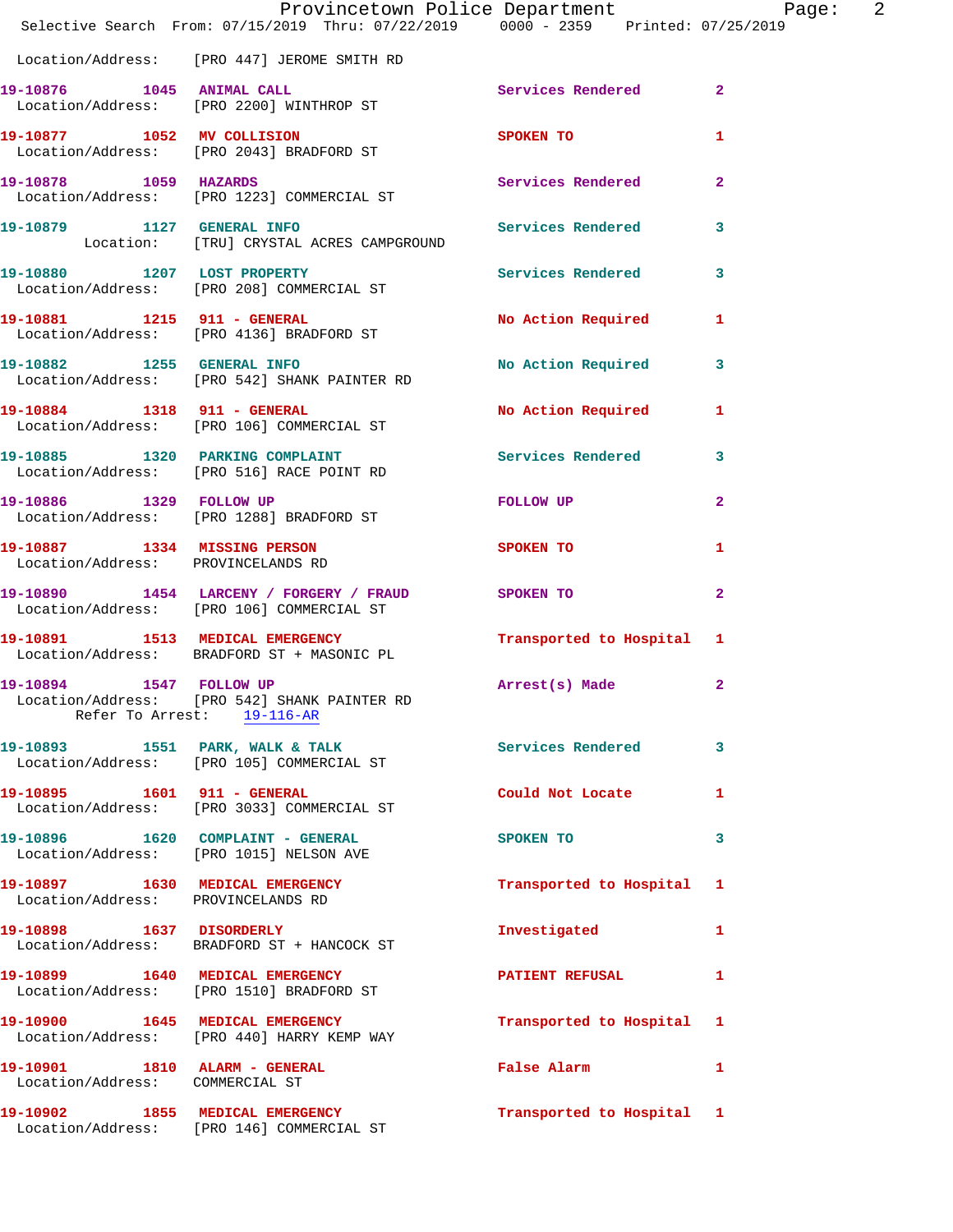Location/Address: [PRO 447] JEROME SMITH RD

| Call # | Time | Call Reason | Action | Priority |
|---|---|---|---|---|
| 19-10876 | 1045 | ANIMAL CALL | Services Rendered | 2 |
| Location/Address: [PRO 2200] WINTHROP ST | | | | |
| 19-10877 | 1052 | MV COLLISION | SPOKEN TO | 1 |
| Location/Address: [PRO 2043] BRADFORD ST | | | | |
| 19-10878 | 1059 | HAZARDS | Services Rendered | 2 |
| Location/Address: [PRO 1223] COMMERCIAL ST | | | | |
| 19-10879 | 1127 | GENERAL INFO | Services Rendered | 3 |
| Location: [TRU] CRYSTAL ACRES CAMPGROUND | | | | |
| 19-10880 | 1207 | LOST PROPERTY | Services Rendered | 3 |
| Location/Address: [PRO 208] COMMERCIAL ST | | | | |
| 19-10881 | 1215 | 911 - GENERAL | No Action Required | 1 |
| Location/Address: [PRO 4136] BRADFORD ST | | | | |
| 19-10882 | 1255 | GENERAL INFO | No Action Required | 3 |
| Location/Address: [PRO 542] SHANK PAINTER RD | | | | |
| 19-10884 | 1318 | 911 - GENERAL | No Action Required | 1 |
| Location/Address: [PRO 106] COMMERCIAL ST | | | | |
| 19-10885 | 1320 | PARKING COMPLAINT | Services Rendered | 3 |
| Location/Address: [PRO 516] RACE POINT RD | | | | |
| 19-10886 | 1329 | FOLLOW UP | FOLLOW UP | 2 |
| Location/Address: [PRO 1288] BRADFORD ST | | | | |
| 19-10887 | 1334 | MISSING PERSON | SPOKEN TO | 1 |
| Location/Address: PROVINCELANDS RD | | | | |
| 19-10890 | 1454 | LARCENY / FORGERY / FRAUD | SPOKEN TO | 2 |
| Location/Address: [PRO 106] COMMERCIAL ST | | | | |
| 19-10891 | 1513 | MEDICAL EMERGENCY | Transported to Hospital | 1 |
| Location/Address: BRADFORD ST + MASONIC PL | | | | |
| 19-10894 | 1547 | FOLLOW UP | Arrest(s) Made | 2 |
| Location/Address: [PRO 542] SHANK PAINTER RD; Refer To Arrest: 19-116-AR | | | | |
| 19-10893 | 1551 | PARK, WALK & TALK | Services Rendered | 3 |
| Location/Address: [PRO 105] COMMERCIAL ST | | | | |
| 19-10895 | 1601 | 911 - GENERAL | Could Not Locate | 1 |
| Location/Address: [PRO 3033] COMMERCIAL ST | | | | |
| 19-10896 | 1620 | COMPLAINT - GENERAL | SPOKEN TO | 3 |
| Location/Address: [PRO 1015] NELSON AVE | | | | |
| 19-10897 | 1630 | MEDICAL EMERGENCY | Transported to Hospital | 1 |
| Location/Address: PROVINCELANDS RD | | | | |
| 19-10898 | 1637 | DISORDERLY | Investigated | 1 |
| Location/Address: BRADFORD ST + HANCOCK ST | | | | |
| 19-10899 | 1640 | MEDICAL EMERGENCY | PATIENT REFUSAL | 1 |
| Location/Address: [PRO 1510] BRADFORD ST | | | | |
| 19-10900 | 1645 | MEDICAL EMERGENCY | Transported to Hospital | 1 |
| Location/Address: [PRO 440] HARRY KEMP WAY | | | | |
| 19-10901 | 1810 | ALARM - GENERAL | False Alarm | 1 |
| Location/Address: COMMERCIAL ST | | | | |
| 19-10902 | 1855 | MEDICAL EMERGENCY | Transported to Hospital | 1 |
| Location/Address: [PRO 146] COMMERCIAL ST | | | | |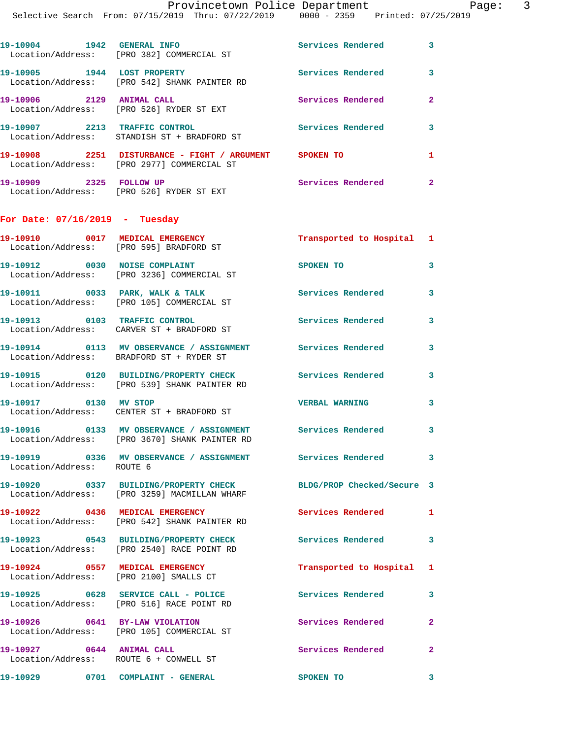19-10904 1942 GENERAL INFO Services Rendered 3
Location/Address: [PRO 382] COMMERCIAL ST

19-10905 1944 LOST PROPERTY Services Rendered 3
Location/Address: [PRO 542] SHANK PAINTER RD

19-10906 2129 ANIMAL CALL Services Rendered 2
Location/Address: [PRO 526] RYDER ST EXT

19-10907 2213 TRAFFIC CONTROL Services Rendered 3
Location/Address: STANDISH ST + BRADFORD ST

19-10908 2251 DISTURBANCE - FIGHT / ARGUMENT SPOKEN TO 1
Location/Address: [PRO 2977] COMMERCIAL ST

19-10909 2325 FOLLOW UP Services Rendered 2
Location/Address: [PRO 526] RYDER ST EXT

## For Date: 07/16/2019 - Tuesday

19-10910 0017 MEDICAL EMERGENCY Transported to Hospital 1
Location/Address: [PRO 595] BRADFORD ST

19-10912 0030 NOISE COMPLAINT SPOKEN TO 3
Location/Address: [PRO 3236] COMMERCIAL ST

19-10911 0033 PARK, WALK & TALK Services Rendered 3
Location/Address: [PRO 105] COMMERCIAL ST

19-10913 0103 TRAFFIC CONTROL Services Rendered 3
Location/Address: CARVER ST + BRADFORD ST

19-10914 0113 MV OBSERVANCE / ASSIGNMENT Services Rendered 3
Location/Address: BRADFORD ST + RYDER ST

19-10915 0120 BUILDING/PROPERTY CHECK Services Rendered 3
Location/Address: [PRO 539] SHANK PAINTER RD

19-10917 0130 MV STOP VERBAL WARNING 3
Location/Address: CENTER ST + BRADFORD ST

19-10916 0133 MV OBSERVANCE / ASSIGNMENT Services Rendered 3
Location/Address: [PRO 3670] SHANK PAINTER RD

19-10919 0336 MV OBSERVANCE / ASSIGNMENT Services Rendered 3
Location/Address: ROUTE 6

19-10920 0337 BUILDING/PROPERTY CHECK BLDG/PROP Checked/Secure 3
Location/Address: [PRO 3259] MACMILLAN WHARF

19-10922 0436 MEDICAL EMERGENCY Services Rendered 1
Location/Address: [PRO 542] SHANK PAINTER RD

19-10923 0543 BUILDING/PROPERTY CHECK Services Rendered 3
Location/Address: [PRO 2540] RACE POINT RD

19-10924 0557 MEDICAL EMERGENCY Transported to Hospital 1
Location/Address: [PRO 2100] SMALLS CT

19-10925 0628 SERVICE CALL - POLICE Services Rendered 3
Location/Address: [PRO 516] RACE POINT RD

19-10926 0641 BY-LAW VIOLATION Services Rendered 2
Location/Address: [PRO 105] COMMERCIAL ST

19-10927 0644 ANIMAL CALL Services Rendered 2
Location/Address: ROUTE 6 + CONWELL ST

19-10929 0701 COMPLAINT - GENERAL SPOKEN TO 3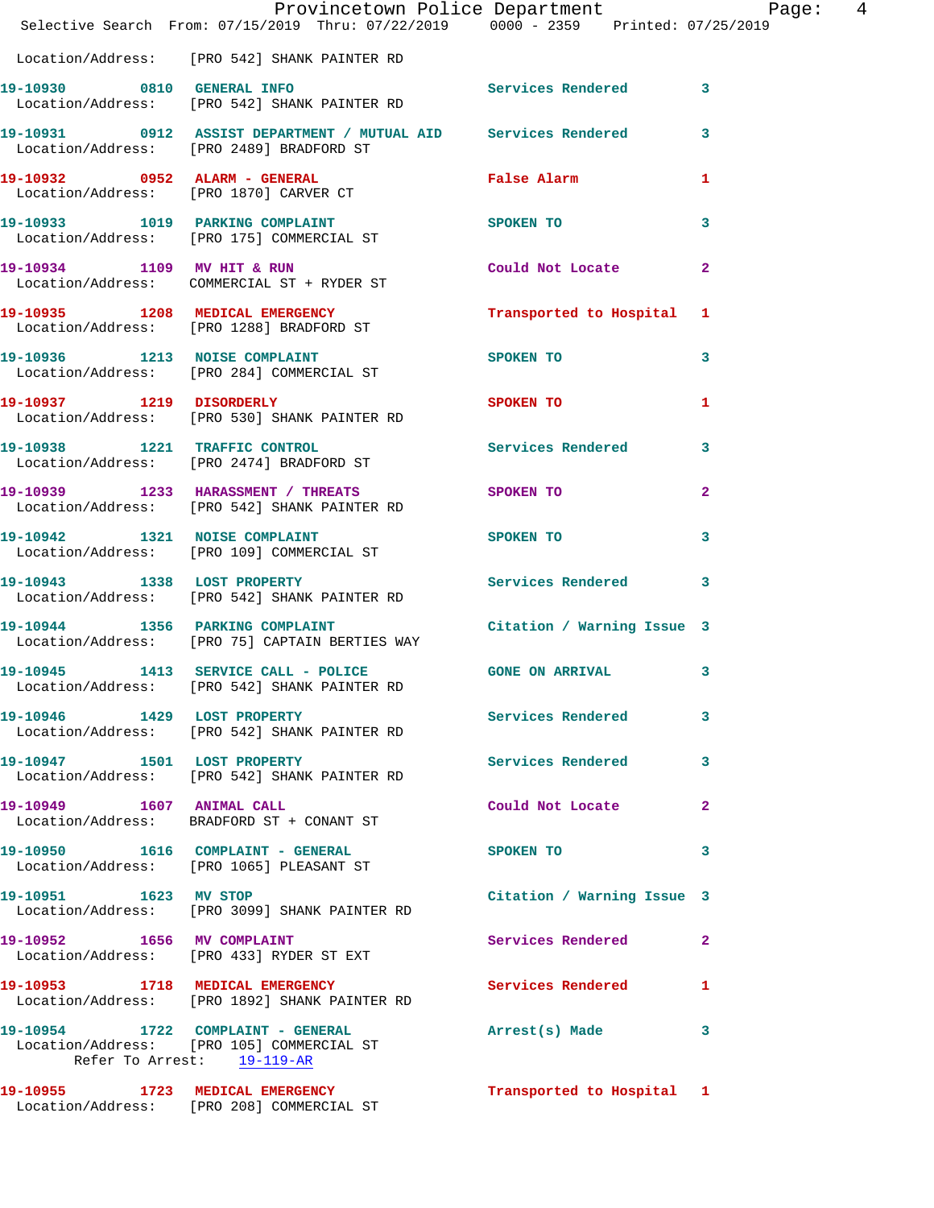Location/Address: [PRO 542] SHANK PAINTER RD

| Call Number | Time | Call Reason | Action | Priority |
|---|---|---|---|---|
| 19-10930 | 0810 | GENERAL INFO | Services Rendered | 3 |
| Location/Address: [PRO 542] SHANK PAINTER RD | | | | |
| 19-10931 | 0912 | ASSIST DEPARTMENT / MUTUAL AID | Services Rendered | 3 |
| Location/Address: [PRO 2489] BRADFORD ST | | | | |
| 19-10932 | 0952 | ALARM - GENERAL | False Alarm | 1 |
| Location/Address: [PRO 1870] CARVER CT | | | | |
| 19-10933 | 1019 | PARKING COMPLAINT | SPOKEN TO | 3 |
| Location/Address: [PRO 175] COMMERCIAL ST | | | | |
| 19-10934 | 1109 | MV HIT & RUN | Could Not Locate | 2 |
| Location/Address: COMMERCIAL ST + RYDER ST | | | | |
| 19-10935 | 1208 | MEDICAL EMERGENCY | Transported to Hospital | 1 |
| Location/Address: [PRO 1288] BRADFORD ST | | | | |
| 19-10936 | 1213 | NOISE COMPLAINT | SPOKEN TO | 3 |
| Location/Address: [PRO 284] COMMERCIAL ST | | | | |
| 19-10937 | 1219 | DISORDERLY | SPOKEN TO | 1 |
| Location/Address: [PRO 530] SHANK PAINTER RD | | | | |
| 19-10938 | 1221 | TRAFFIC CONTROL | Services Rendered | 3 |
| Location/Address: [PRO 2474] BRADFORD ST | | | | |
| 19-10939 | 1233 | HARASSMENT / THREATS | SPOKEN TO | 2 |
| Location/Address: [PRO 542] SHANK PAINTER RD | | | | |
| 19-10942 | 1321 | NOISE COMPLAINT | SPOKEN TO | 3 |
| Location/Address: [PRO 109] COMMERCIAL ST | | | | |
| 19-10943 | 1338 | LOST PROPERTY | Services Rendered | 3 |
| Location/Address: [PRO 542] SHANK PAINTER RD | | | | |
| 19-10944 | 1356 | PARKING COMPLAINT | Citation / Warning Issue | 3 |
| Location/Address: [PRO 75] CAPTAIN BERTIES WAY | | | | |
| 19-10945 | 1413 | SERVICE CALL - POLICE | GONE ON ARRIVAL | 3 |
| Location/Address: [PRO 542] SHANK PAINTER RD | | | | |
| 19-10946 | 1429 | LOST PROPERTY | Services Rendered | 3 |
| Location/Address: [PRO 542] SHANK PAINTER RD | | | | |
| 19-10947 | 1501 | LOST PROPERTY | Services Rendered | 3 |
| Location/Address: [PRO 542] SHANK PAINTER RD | | | | |
| 19-10949 | 1607 | ANIMAL CALL | Could Not Locate | 2 |
| Location/Address: BRADFORD ST + CONANT ST | | | | |
| 19-10950 | 1616 | COMPLAINT - GENERAL | SPOKEN TO | 3 |
| Location/Address: [PRO 1065] PLEASANT ST | | | | |
| 19-10951 | 1623 | MV STOP | Citation / Warning Issue | 3 |
| Location/Address: [PRO 3099] SHANK PAINTER RD | | | | |
| 19-10952 | 1656 | MV COMPLAINT | Services Rendered | 2 |
| Location/Address: [PRO 433] RYDER ST EXT | | | | |
| 19-10953 | 1718 | MEDICAL EMERGENCY | Services Rendered | 1 |
| Location/Address: [PRO 1892] SHANK PAINTER RD | | | | |
| 19-10954 | 1722 | COMPLAINT - GENERAL | Arrest(s) Made | 3 |
| Location/Address: [PRO 105] COMMERCIAL ST | | | | |
| Refer To Arrest: 19-119-AR | | | | |
| 19-10955 | 1723 | MEDICAL EMERGENCY | Transported to Hospital | 1 |
| Location/Address: [PRO 208] COMMERCIAL ST | | | | |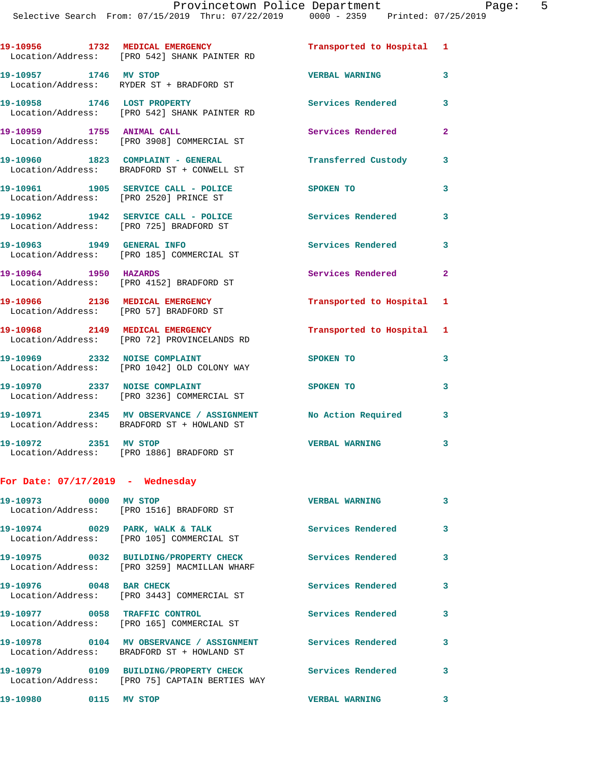19-10956 1732 **MEDICAL EMERGENCY** Transported to Hospital 1
Location/Address: [PRO 542] SHANK PAINTER RD

19-10957 1746 **MV STOP** VERBAL WARNING 3
Location/Address: RYDER ST + BRADFORD ST

19-10958 1746 **LOST PROPERTY** Services Rendered 3
Location/Address: [PRO 542] SHANK PAINTER RD

19-10959 1755 **ANIMAL CALL** Services Rendered 2
Location/Address: [PRO 3908] COMMERCIAL ST

19-10960 1823 **COMPLAINT - GENERAL** Transferred Custody 3
Location/Address: BRADFORD ST + CONWELL ST

19-10961 1905 **SERVICE CALL - POLICE** SPOKEN TO 3
Location/Address: [PRO 2520] PRINCE ST

19-10962 1942 **SERVICE CALL - POLICE** Services Rendered 3
Location/Address: [PRO 725] BRADFORD ST

19-10963 1949 **GENERAL INFO** Services Rendered 3
Location/Address: [PRO 185] COMMERCIAL ST

19-10964 1950 **HAZARDS** Services Rendered 2
Location/Address: [PRO 4152] BRADFORD ST

19-10966 2136 **MEDICAL EMERGENCY** Transported to Hospital 1
Location/Address: [PRO 57] BRADFORD ST

19-10968 2149 **MEDICAL EMERGENCY** Transported to Hospital 1
Location/Address: [PRO 72] PROVINCELANDS RD

19-10969 2332 **NOISE COMPLAINT** SPOKEN TO 3
Location/Address: [PRO 1042] OLD COLONY WAY

19-10970 2337 **NOISE COMPLAINT** SPOKEN TO 3
Location/Address: [PRO 3236] COMMERCIAL ST

19-10971 2345 **MV OBSERVANCE / ASSIGNMENT** No Action Required 3
Location/Address: BRADFORD ST + HOWLAND ST

19-10972 2351 **MV STOP** VERBAL WARNING 3
Location/Address: [PRO 1886] BRADFORD ST

## For Date: 07/17/2019 - Wednesday

19-10973 0000 **MV STOP** VERBAL WARNING 3
Location/Address: [PRO 1516] BRADFORD ST

19-10974 0029 **PARK, WALK & TALK** Services Rendered 3
Location/Address: [PRO 105] COMMERCIAL ST

19-10975 0032 **BUILDING/PROPERTY CHECK** Services Rendered 3
Location/Address: [PRO 3259] MACMILLAN WHARF

19-10976 0048 **BAR CHECK** Services Rendered 3
Location/Address: [PRO 3443] COMMERCIAL ST

19-10977 0058 **TRAFFIC CONTROL** Services Rendered 3
Location/Address: [PRO 165] COMMERCIAL ST

19-10978 0104 **MV OBSERVANCE / ASSIGNMENT** Services Rendered 3
Location/Address: BRADFORD ST + HOWLAND ST

19-10979 0109 **BUILDING/PROPERTY CHECK** Services Rendered 3
Location/Address: [PRO 75] CAPTAIN BERTIES WAY

19-10980 0115 **MV STOP** VERBAL WARNING 3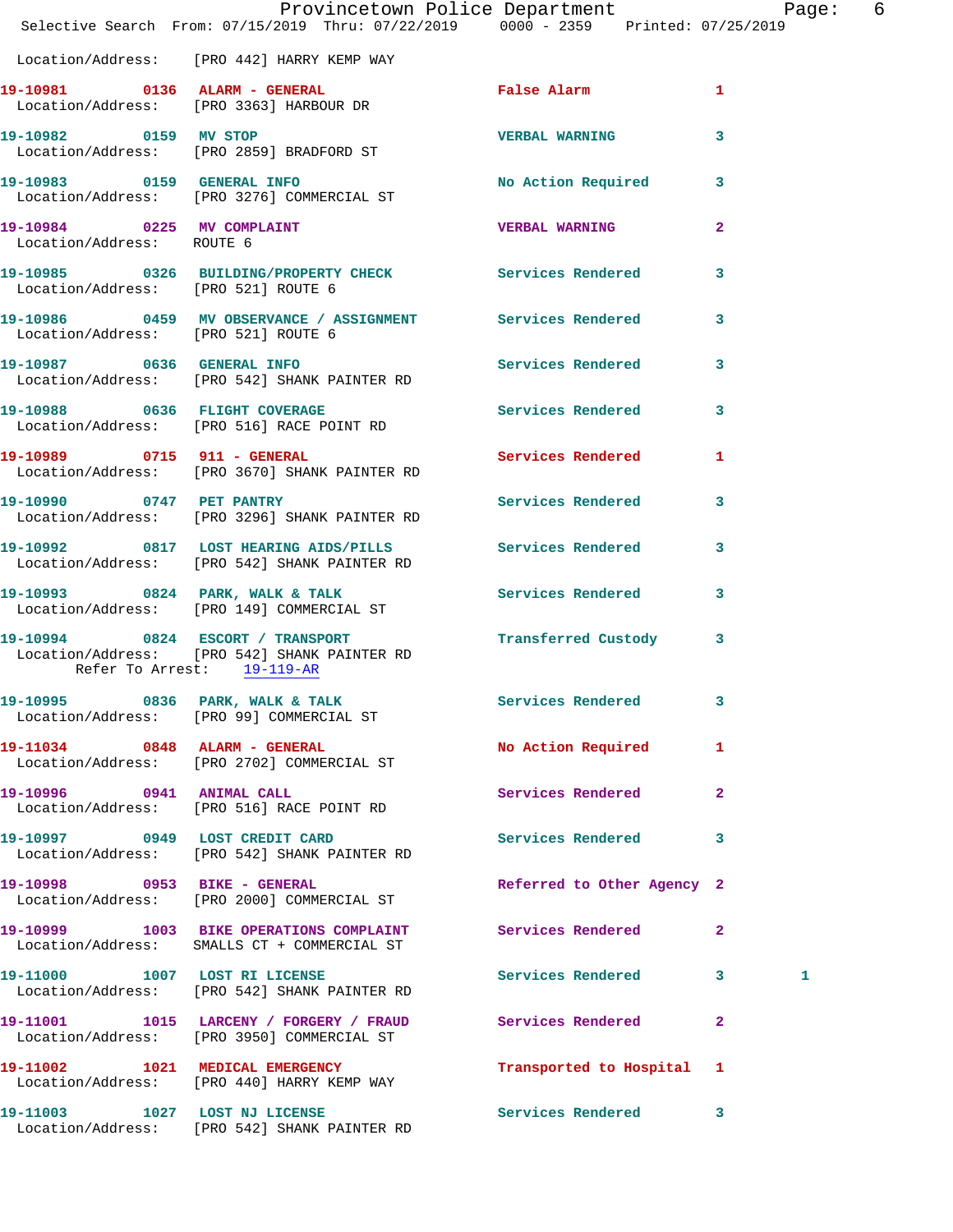Location/Address: [PRO 442] HARRY KEMP WAY

**19-10981** 0136 **ALARM - GENERAL** False Alarm 1
Location/Address: [PRO 3363] HARBOUR DR

**19-10982** 0159 **MV STOP** VERBAL WARNING 3
Location/Address: [PRO 2859] BRADFORD ST

**19-10983** 0159 **GENERAL INFO** No Action Required 3
Location/Address: [PRO 3276] COMMERCIAL ST

**19-10984** 0225 **MV COMPLAINT** VERBAL WARNING 2
Location/Address: ROUTE 6

**19-10985** 0326 **BUILDING/PROPERTY CHECK** Services Rendered 3
Location/Address: [PRO 521] ROUTE 6

**19-10986** 0459 **MV OBSERVANCE / ASSIGNMENT** Services Rendered 3
Location/Address: [PRO 521] ROUTE 6

**19-10987** 0636 **GENERAL INFO** Services Rendered 3
Location/Address: [PRO 542] SHANK PAINTER RD

**19-10988** 0636 **FLIGHT COVERAGE** Services Rendered 3
Location/Address: [PRO 516] RACE POINT RD

**19-10989** 0715 **911 - GENERAL** Services Rendered 1
Location/Address: [PRO 3670] SHANK PAINTER RD

**19-10990** 0747 **PET PANTRY** Services Rendered 3
Location/Address: [PRO 3296] SHANK PAINTER RD

**19-10992** 0817 **LOST HEARING AIDS/PILLS** Services Rendered 3
Location/Address: [PRO 542] SHANK PAINTER RD

**19-10993** 0824 **PARK, WALK & TALK** Services Rendered 3
Location/Address: [PRO 149] COMMERCIAL ST

**19-10994** 0824 **ESCORT / TRANSPORT** Transferred Custody 3
Location/Address: [PRO 542] SHANK PAINTER RD
Refer To Arrest: 19-119-AR

**19-10995** 0836 **PARK, WALK & TALK** Services Rendered 3
Location/Address: [PRO 99] COMMERCIAL ST

**19-11034** 0848 **ALARM - GENERAL** No Action Required 1
Location/Address: [PRO 2702] COMMERCIAL ST

**19-10996** 0941 **ANIMAL CALL** Services Rendered 2
Location/Address: [PRO 516] RACE POINT RD

**19-10997** 0949 **LOST CREDIT CARD** Services Rendered 3
Location/Address: [PRO 542] SHANK PAINTER RD

**19-10998** 0953 **BIKE - GENERAL** Referred to Other Agency 2
Location/Address: [PRO 2000] COMMERCIAL ST

**19-10999** 1003 **BIKE OPERATIONS COMPLAINT** Services Rendered 2
Location/Address: SMALLS CT + COMMERCIAL ST

**19-11000** 1007 **LOST RI LICENSE** Services Rendered 3 1
Location/Address: [PRO 542] SHANK PAINTER RD

**19-11001** 1015 **LARCENY / FORGERY / FRAUD** Services Rendered 2
Location/Address: [PRO 3950] COMMERCIAL ST

**19-11002** 1021 **MEDICAL EMERGENCY** Transported to Hospital 1
Location/Address: [PRO 440] HARRY KEMP WAY

**19-11003** 1027 **LOST NJ LICENSE** Services Rendered 3
Location/Address: [PRO 542] SHANK PAINTER RD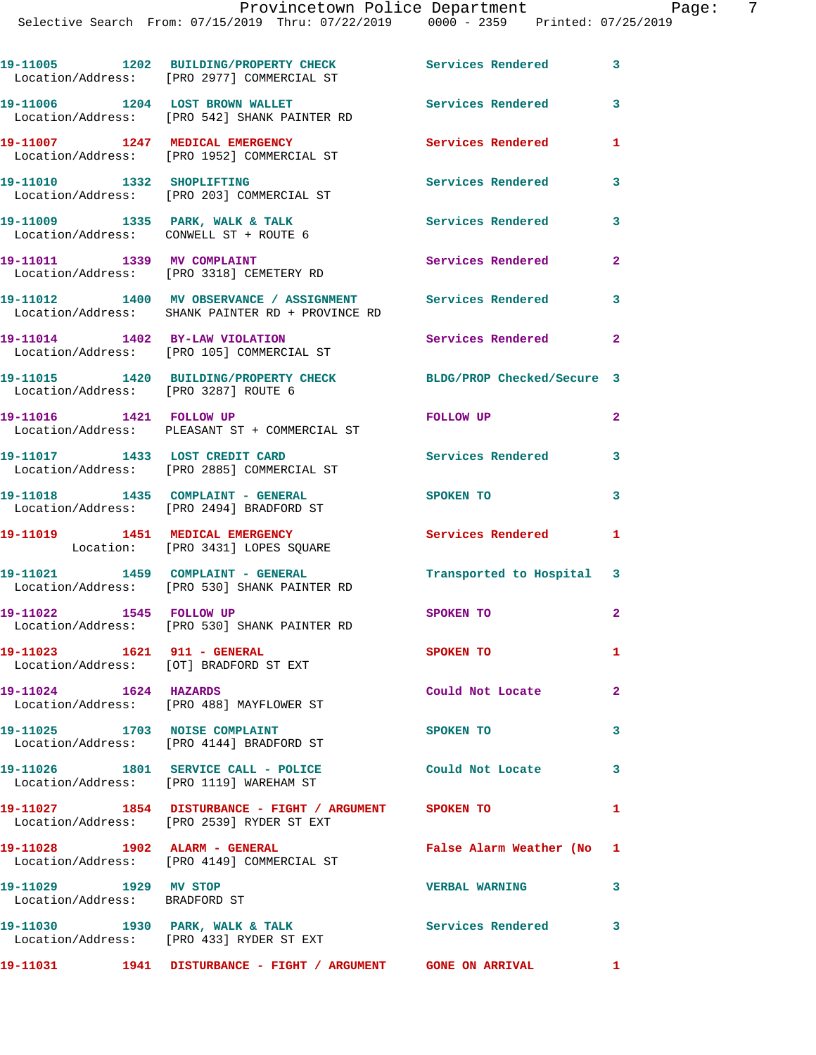19-11005 1202 BUILDING/PROPERTY CHECK Services Rendered 3
Location/Address: [PRO 2977] COMMERCIAL ST

19-11006 1204 LOST BROWN WALLET Services Rendered 3
Location/Address: [PRO 542] SHANK PAINTER RD

19-11007 1247 MEDICAL EMERGENCY Services Rendered 1
Location/Address: [PRO 1952] COMMERCIAL ST

19-11010 1332 SHOPLIFTING Services Rendered 3
Location/Address: [PRO 203] COMMERCIAL ST

19-11009 1335 PARK, WALK & TALK Services Rendered 3
Location/Address: CONWELL ST + ROUTE 6

19-11011 1339 MV COMPLAINT Services Rendered 2
Location/Address: [PRO 3318] CEMETERY RD

19-11012 1400 MV OBSERVANCE / ASSIGNMENT Services Rendered 3
Location/Address: SHANK PAINTER RD + PROVINCE RD

19-11014 1402 BY-LAW VIOLATION Services Rendered 2
Location/Address: [PRO 105] COMMERCIAL ST

19-11015 1420 BUILDING/PROPERTY CHECK BLDG/PROP Checked/Secure 3
Location/Address: [PRO 3287] ROUTE 6

19-11016 1421 FOLLOW UP FOLLOW UP 2
Location/Address: PLEASANT ST + COMMERCIAL ST

19-11017 1433 LOST CREDIT CARD Services Rendered 3
Location/Address: [PRO 2885] COMMERCIAL ST

19-11018 1435 COMPLAINT - GENERAL SPOKEN TO 3
Location/Address: [PRO 2494] BRADFORD ST

19-11019 1451 MEDICAL EMERGENCY Services Rendered 1
Location: [PRO 3431] LOPES SQUARE

19-11021 1459 COMPLAINT - GENERAL Transported to Hospital 3
Location/Address: [PRO 530] SHANK PAINTER RD

19-11022 1545 FOLLOW UP SPOKEN TO 2
Location/Address: [PRO 530] SHANK PAINTER RD

19-11023 1621 911 - GENERAL SPOKEN TO 1
Location/Address: [OT] BRADFORD ST EXT

19-11024 1624 HAZARDS Could Not Locate 2
Location/Address: [PRO 488] MAYFLOWER ST

19-11025 1703 NOISE COMPLAINT SPOKEN TO 3
Location/Address: [PRO 4144] BRADFORD ST

19-11026 1801 SERVICE CALL - POLICE Could Not Locate 3
Location/Address: [PRO 1119] WAREHAM ST

19-11027 1854 DISTURBANCE - FIGHT / ARGUMENT SPOKEN TO 1
Location/Address: [PRO 2539] RYDER ST EXT

19-11028 1902 ALARM - GENERAL False Alarm Weather (No 1
Location/Address: [PRO 4149] COMMERCIAL ST

19-11029 1929 MV STOP VERBAL WARNING 3
Location/Address: BRADFORD ST

19-11030 1930 PARK, WALK & TALK Services Rendered 3
Location/Address: [PRO 433] RYDER ST EXT

19-11031 1941 DISTURBANCE - FIGHT / ARGUMENT GONE ON ARRIVAL 1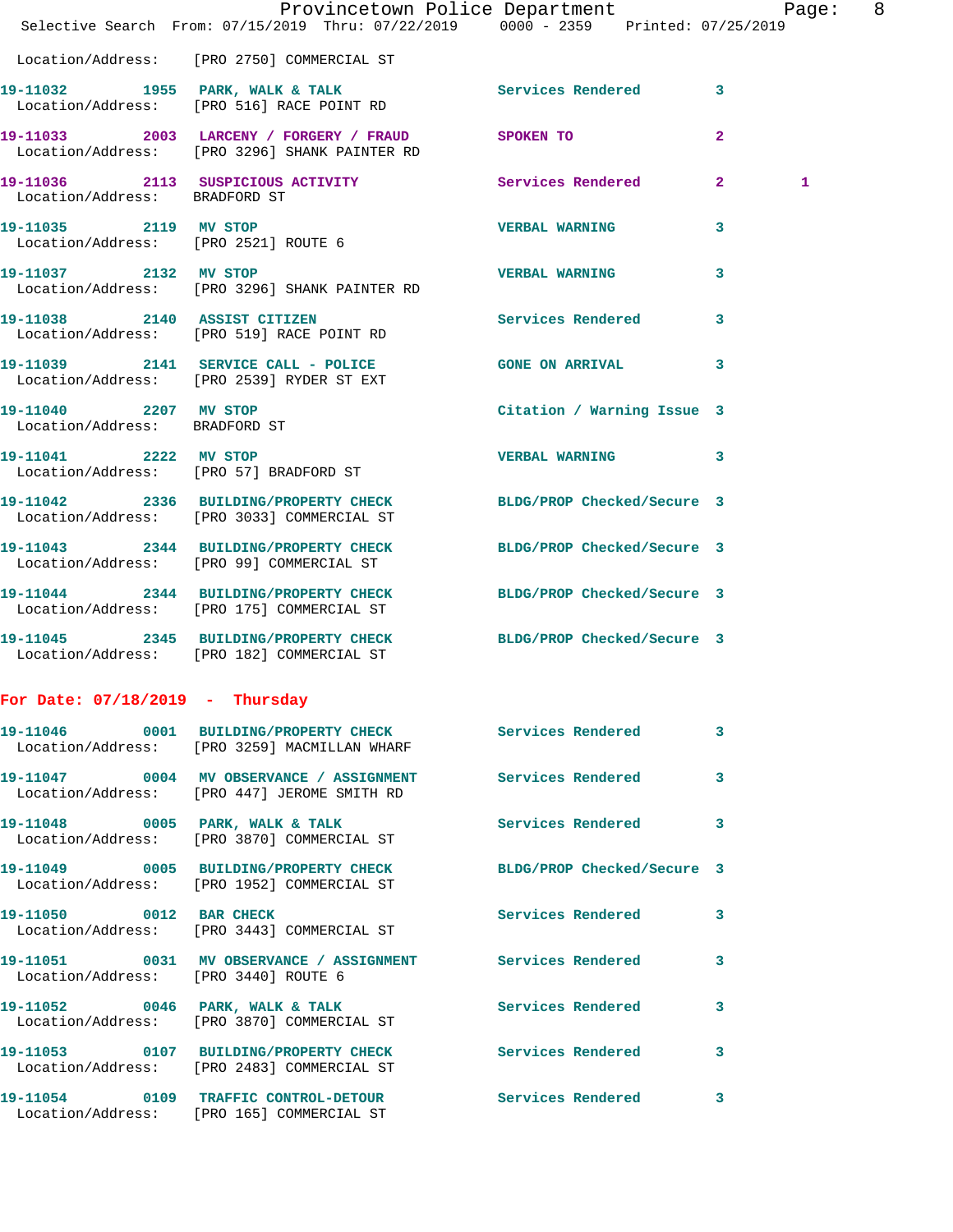Location/Address: [PRO 2750] COMMERCIAL ST

| | | | | | |
|---|---|---|---|---|---|
| 19-11032 | 1955 | PARK, WALK & TALK | Services Rendered | 3 | |
| Location/Address: [PRO 516] RACE POINT RD | | | | | |
| 19-11033 | 2003 | LARCENY / FORGERY / FRAUD | SPOKEN TO | 2 | |
| Location/Address: [PRO 3296] SHANK PAINTER RD | | | | | |
| 19-11036 | 2113 | SUSPICIOUS ACTIVITY | Services Rendered | 2 | 1 |
| Location/Address: BRADFORD ST | | | | | |
| 19-11035 | 2119 | MV STOP | VERBAL WARNING | 3 | |
| Location/Address: [PRO 2521] ROUTE 6 | | | | | |
| 19-11037 | 2132 | MV STOP | VERBAL WARNING | 3 | |
| Location/Address: [PRO 3296] SHANK PAINTER RD | | | | | |
| 19-11038 | 2140 | ASSIST CITIZEN | Services Rendered | 3 | |
| Location/Address: [PRO 519] RACE POINT RD | | | | | |
| 19-11039 | 2141 | SERVICE CALL - POLICE | GONE ON ARRIVAL | 3 | |
| Location/Address: [PRO 2539] RYDER ST EXT | | | | | |
| 19-11040 | 2207 | MV STOP | Citation / Warning Issue | 3 | |
| Location/Address: BRADFORD ST | | | | | |
| 19-11041 | 2222 | MV STOP | VERBAL WARNING | 3 | |
| Location/Address: [PRO 57] BRADFORD ST | | | | | |
| 19-11042 | 2336 | BUILDING/PROPERTY CHECK | BLDG/PROP Checked/Secure | 3 | |
| Location/Address: [PRO 3033] COMMERCIAL ST | | | | | |
| 19-11043 | 2344 | BUILDING/PROPERTY CHECK | BLDG/PROP Checked/Secure | 3 | |
| Location/Address: [PRO 99] COMMERCIAL ST | | | | | |
| 19-11044 | 2344 | BUILDING/PROPERTY CHECK | BLDG/PROP Checked/Secure | 3 | |
| Location/Address: [PRO 175] COMMERCIAL ST | | | | | |
| 19-11045 | 2345 | BUILDING/PROPERTY CHECK | BLDG/PROP Checked/Secure | 3 | |
| Location/Address: [PRO 182] COMMERCIAL ST | | | | | |

## For Date: 07/18/2019 - Thursday

| | | | | |
|---|---|---|---|---|
| 19-11046 | 0001 | BUILDING/PROPERTY CHECK | Services Rendered | 3 |
| Location/Address: [PRO 3259] MACMILLAN WHARF | | | | |
| 19-11047 | 0004 | MV OBSERVANCE / ASSIGNMENT | Services Rendered | 3 |
| Location/Address: [PRO 447] JEROME SMITH RD | | | | |
| 19-11048 | 0005 | PARK, WALK & TALK | Services Rendered | 3 |
| Location/Address: [PRO 3870] COMMERCIAL ST | | | | |
| 19-11049 | 0005 | BUILDING/PROPERTY CHECK | BLDG/PROP Checked/Secure | 3 |
| Location/Address: [PRO 1952] COMMERCIAL ST | | | | |
| 19-11050 | 0012 | BAR CHECK | Services Rendered | 3 |
| Location/Address: [PRO 3443] COMMERCIAL ST | | | | |
| 19-11051 | 0031 | MV OBSERVANCE / ASSIGNMENT | Services Rendered | 3 |
| Location/Address: [PRO 3440] ROUTE 6 | | | | |
| 19-11052 | 0046 | PARK, WALK & TALK | Services Rendered | 3 |
| Location/Address: [PRO 3870] COMMERCIAL ST | | | | |
| 19-11053 | 0107 | BUILDING/PROPERTY CHECK | Services Rendered | 3 |
| Location/Address: [PRO 2483] COMMERCIAL ST | | | | |
| 19-11054 | 0109 | TRAFFIC CONTROL-DETOUR | Services Rendered | 3 |
| Location/Address: [PRO 165] COMMERCIAL ST | | | | |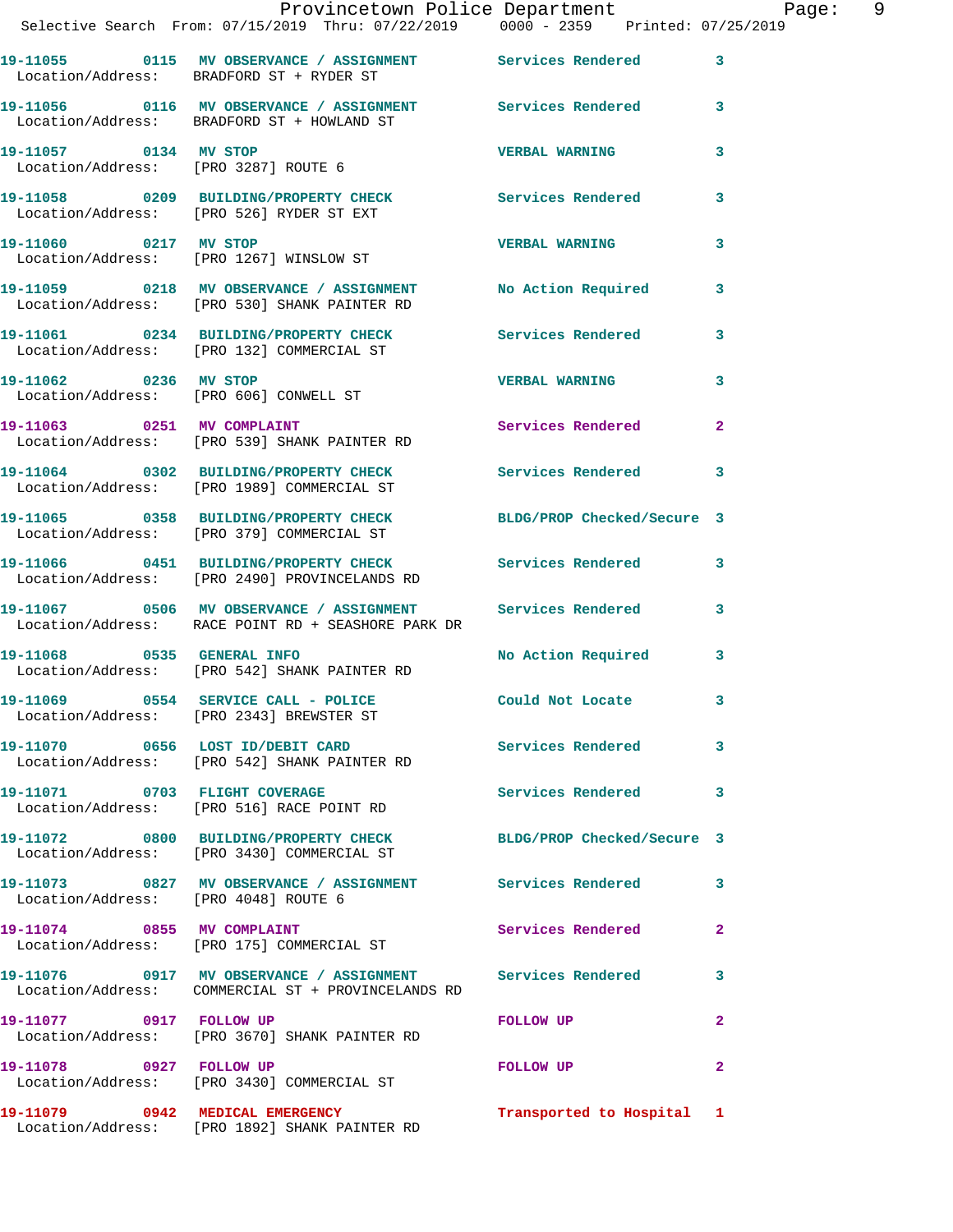Selective Search From: 07/15/2019 Thru: 07/22/2019 0000 - 2359 Printed: 07/25/2019

| Call # | Time | Call Reason | Action | Priority |
|---|---|---|---|---|
| 19-11055 | 0115 | MV OBSERVANCE / ASSIGNMENT | Services Rendered | 3 |
| Location/Address: | | BRADFORD ST + RYDER ST | | |
| 19-11056 | 0116 | MV OBSERVANCE / ASSIGNMENT | Services Rendered | 3 |
| Location/Address: | | BRADFORD ST + HOWLAND ST | | |
| 19-11057 | 0134 | MV STOP | VERBAL WARNING | 3 |
| Location/Address: | | [PRO 3287] ROUTE 6 | | |
| 19-11058 | 0209 | BUILDING/PROPERTY CHECK | Services Rendered | 3 |
| Location/Address: | | [PRO 526] RYDER ST EXT | | |
| 19-11060 | 0217 | MV STOP | VERBAL WARNING | 3 |
| Location/Address: | | [PRO 1267] WINSLOW ST | | |
| 19-11059 | 0218 | MV OBSERVANCE / ASSIGNMENT | No Action Required | 3 |
| Location/Address: | | [PRO 530] SHANK PAINTER RD | | |
| 19-11061 | 0234 | BUILDING/PROPERTY CHECK | Services Rendered | 3 |
| Location/Address: | | [PRO 132] COMMERCIAL ST | | |
| 19-11062 | 0236 | MV STOP | VERBAL WARNING | 3 |
| Location/Address: | | [PRO 606] CONWELL ST | | |
| 19-11063 | 0251 | MV COMPLAINT | Services Rendered | 2 |
| Location/Address: | | [PRO 539] SHANK PAINTER RD | | |
| 19-11064 | 0302 | BUILDING/PROPERTY CHECK | Services Rendered | 3 |
| Location/Address: | | [PRO 1989] COMMERCIAL ST | | |
| 19-11065 | 0358 | BUILDING/PROPERTY CHECK | BLDG/PROP Checked/Secure | 3 |
| Location/Address: | | [PRO 379] COMMERCIAL ST | | |
| 19-11066 | 0451 | BUILDING/PROPERTY CHECK | Services Rendered | 3 |
| Location/Address: | | [PRO 2490] PROVINCELANDS RD | | |
| 19-11067 | 0506 | MV OBSERVANCE / ASSIGNMENT | Services Rendered | 3 |
| Location/Address: | | RACE POINT RD + SEASHORE PARK DR | | |
| 19-11068 | 0535 | GENERAL INFO | No Action Required | 3 |
| Location/Address: | | [PRO 542] SHANK PAINTER RD | | |
| 19-11069 | 0554 | SERVICE CALL - POLICE | Could Not Locate | 3 |
| Location/Address: | | [PRO 2343] BREWSTER ST | | |
| 19-11070 | 0656 | LOST ID/DEBIT CARD | Services Rendered | 3 |
| Location/Address: | | [PRO 542] SHANK PAINTER RD | | |
| 19-11071 | 0703 | FLIGHT COVERAGE | Services Rendered | 3 |
| Location/Address: | | [PRO 516] RACE POINT RD | | |
| 19-11072 | 0800 | BUILDING/PROPERTY CHECK | BLDG/PROP Checked/Secure | 3 |
| Location/Address: | | [PRO 3430] COMMERCIAL ST | | |
| 19-11073 | 0827 | MV OBSERVANCE / ASSIGNMENT | Services Rendered | 3 |
| Location/Address: | | [PRO 4048] ROUTE 6 | | |
| 19-11074 | 0855 | MV COMPLAINT | Services Rendered | 2 |
| Location/Address: | | [PRO 175] COMMERCIAL ST | | |
| 19-11076 | 0917 | MV OBSERVANCE / ASSIGNMENT | Services Rendered | 3 |
| Location/Address: | | COMMERCIAL ST + PROVINCELANDS RD | | |
| 19-11077 | 0917 | FOLLOW UP | FOLLOW UP | 2 |
| Location/Address: | | [PRO 3670] SHANK PAINTER RD | | |
| 19-11078 | 0927 | FOLLOW UP | FOLLOW UP | 2 |
| Location/Address: | | [PRO 3430] COMMERCIAL ST | | |
| 19-11079 | 0942 | MEDICAL EMERGENCY | Transported to Hospital | 1 |
| Location/Address: | | [PRO 1892] SHANK PAINTER RD | | |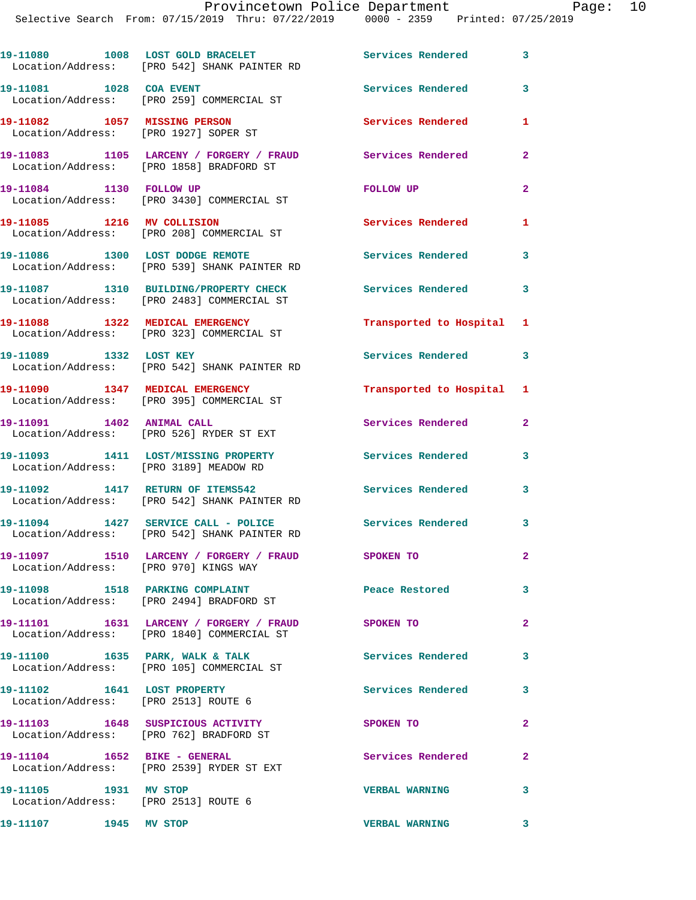| Call Number | Time | Call Reason | Action | Priority |
|---|---|---|---|---|
| 19-11080 | 1008 | LOST GOLD BRACELET | Services Rendered | 3 |
| Location/Address: [PRO 542] SHANK PAINTER RD | | | | |
| 19-11081 | 1028 | COA EVENT | Services Rendered | 3 |
| Location/Address: [PRO 259] COMMERCIAL ST | | | | |
| 19-11082 | 1057 | MISSING PERSON | Services Rendered | 1 |
| Location/Address: [PRO 1927] SOPER ST | | | | |
| 19-11083 | 1105 | LARCENY / FORGERY / FRAUD | Services Rendered | 2 |
| Location/Address: [PRO 1858] BRADFORD ST | | | | |
| 19-11084 | 1130 | FOLLOW UP | FOLLOW UP | 2 |
| Location/Address: [PRO 3430] COMMERCIAL ST | | | | |
| 19-11085 | 1216 | MV COLLISION | Services Rendered | 1 |
| Location/Address: [PRO 208] COMMERCIAL ST | | | | |
| 19-11086 | 1300 | LOST DODGE REMOTE | Services Rendered | 3 |
| Location/Address: [PRO 539] SHANK PAINTER RD | | | | |
| 19-11087 | 1310 | BUILDING/PROPERTY CHECK | Services Rendered | 3 |
| Location/Address: [PRO 2483] COMMERCIAL ST | | | | |
| 19-11088 | 1322 | MEDICAL EMERGENCY | Transported to Hospital | 1 |
| Location/Address: [PRO 323] COMMERCIAL ST | | | | |
| 19-11089 | 1332 | LOST KEY | Services Rendered | 3 |
| Location/Address: [PRO 542] SHANK PAINTER RD | | | | |
| 19-11090 | 1347 | MEDICAL EMERGENCY | Transported to Hospital | 1 |
| Location/Address: [PRO 395] COMMERCIAL ST | | | | |
| 19-11091 | 1402 | ANIMAL CALL | Services Rendered | 2 |
| Location/Address: [PRO 526] RYDER ST EXT | | | | |
| 19-11093 | 1411 | LOST/MISSING PROPERTY | Services Rendered | 3 |
| Location/Address: [PRO 3189] MEADOW RD | | | | |
| 19-11092 | 1417 | RETURN OF ITEMS542 | Services Rendered | 3 |
| Location/Address: [PRO 542] SHANK PAINTER RD | | | | |
| 19-11094 | 1427 | SERVICE CALL - POLICE | Services Rendered | 3 |
| Location/Address: [PRO 542] SHANK PAINTER RD | | | | |
| 19-11097 | 1510 | LARCENY / FORGERY / FRAUD | SPOKEN TO | 2 |
| Location/Address: [PRO 970] KINGS WAY | | | | |
| 19-11098 | 1518 | PARKING COMPLAINT | Peace Restored | 3 |
| Location/Address: [PRO 2494] BRADFORD ST | | | | |
| 19-11101 | 1631 | LARCENY / FORGERY / FRAUD | SPOKEN TO | 2 |
| Location/Address: [PRO 1840] COMMERCIAL ST | | | | |
| 19-11100 | 1635 | PARK, WALK & TALK | Services Rendered | 3 |
| Location/Address: [PRO 105] COMMERCIAL ST | | | | |
| 19-11102 | 1641 | LOST PROPERTY | Services Rendered | 3 |
| Location/Address: [PRO 2513] ROUTE 6 | | | | |
| 19-11103 | 1648 | SUSPICIOUS ACTIVITY | SPOKEN TO | 2 |
| Location/Address: [PRO 762] BRADFORD ST | | | | |
| 19-11104 | 1652 | BIKE - GENERAL | Services Rendered | 2 |
| Location/Address: [PRO 2539] RYDER ST EXT | | | | |
| 19-11105 | 1931 | MV STOP | VERBAL WARNING | 3 |
| Location/Address: [PRO 2513] ROUTE 6 | | | | |
| 19-11107 | 1945 | MV STOP | VERBAL WARNING | 3 |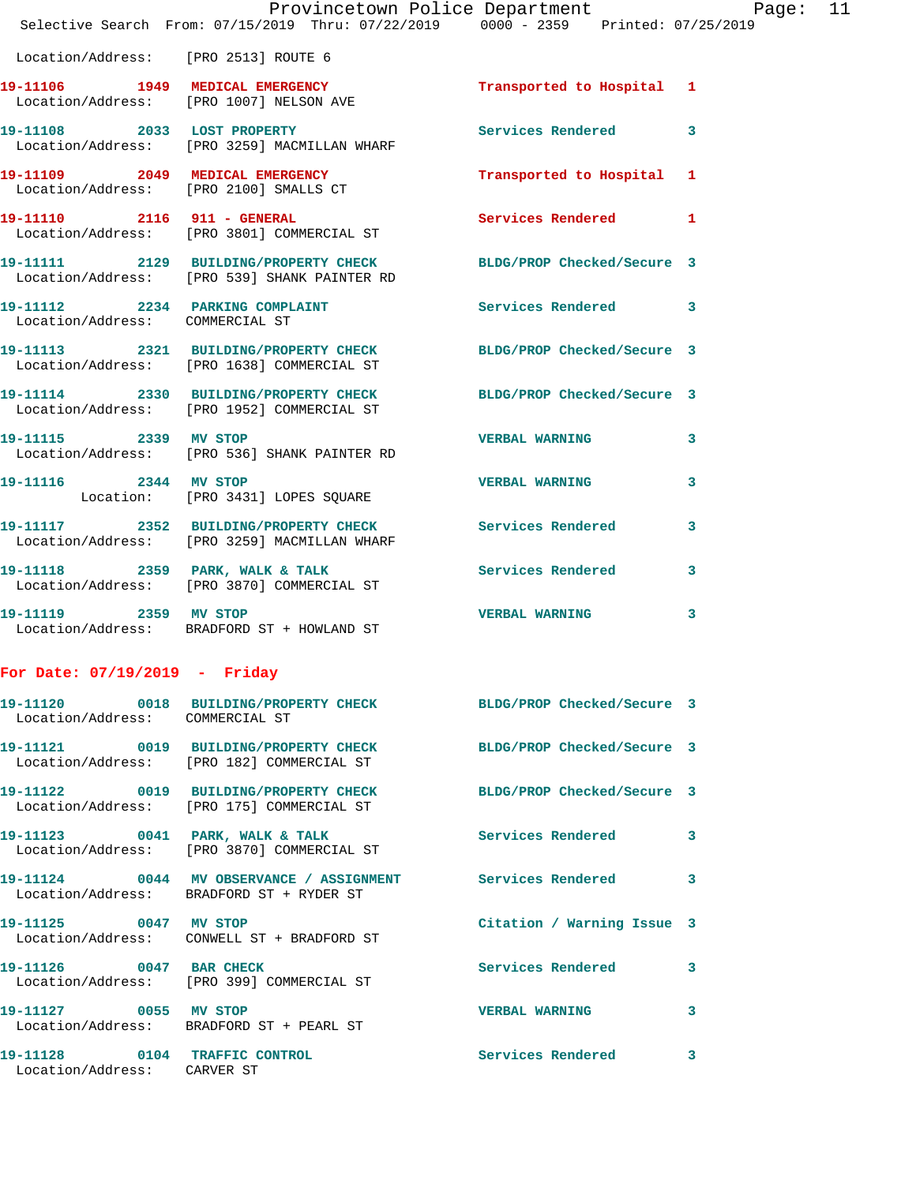Location/Address: [PRO 2513] ROUTE 6

| Call # | Time | Call Type | Disposition | Priority |
|---|---|---|---|---|
| 19-11106 | 1949 | MEDICAL EMERGENCY | Transported to Hospital | 1 |
| | | Location/Address: [PRO 1007] NELSON AVE | | |
| 19-11108 | 2033 | LOST PROPERTY | Services Rendered | 3 |
| | | Location/Address: [PRO 3259] MACMILLAN WHARF | | |
| 19-11109 | 2049 | MEDICAL EMERGENCY | Transported to Hospital | 1 |
| | | Location/Address: [PRO 2100] SMALLS CT | | |
| 19-11110 | 2116 | 911 - GENERAL | Services Rendered | 1 |
| | | Location/Address: [PRO 3801] COMMERCIAL ST | | |
| 19-11111 | 2129 | BUILDING/PROPERTY CHECK | BLDG/PROP Checked/Secure | 3 |
| | | Location/Address: [PRO 539] SHANK PAINTER RD | | |
| 19-11112 | 2234 | PARKING COMPLAINT | Services Rendered | 3 |
| | | Location/Address: COMMERCIAL ST | | |
| 19-11113 | 2321 | BUILDING/PROPERTY CHECK | BLDG/PROP Checked/Secure | 3 |
| | | Location/Address: [PRO 1638] COMMERCIAL ST | | |
| 19-11114 | 2330 | BUILDING/PROPERTY CHECK | BLDG/PROP Checked/Secure | 3 |
| | | Location/Address: [PRO 1952] COMMERCIAL ST | | |
| 19-11115 | 2339 | MV STOP | VERBAL WARNING | 3 |
| | | Location/Address: [PRO 536] SHANK PAINTER RD | | |
| 19-11116 | 2344 | MV STOP | VERBAL WARNING | 3 |
| | | Location: [PRO 3431] LOPES SQUARE | | |
| 19-11117 | 2352 | BUILDING/PROPERTY CHECK | Services Rendered | 3 |
| | | Location/Address: [PRO 3259] MACMILLAN WHARF | | |
| 19-11118 | 2359 | PARK, WALK & TALK | Services Rendered | 3 |
| | | Location/Address: [PRO 3870] COMMERCIAL ST | | |
| 19-11119 | 2359 | MV STOP | VERBAL WARNING | 3 |
| | | Location/Address: BRADFORD ST + HOWLAND ST | | |

## For Date: 07/19/2019 - Friday

| Call # | Time | Call Type | Disposition | Priority |
|---|---|---|---|---|
| 19-11120 | 0018 | BUILDING/PROPERTY CHECK | BLDG/PROP Checked/Secure | 3 |
| | | Location/Address: COMMERCIAL ST | | |
| 19-11121 | 0019 | BUILDING/PROPERTY CHECK | BLDG/PROP Checked/Secure | 3 |
| | | Location/Address: [PRO 182] COMMERCIAL ST | | |
| 19-11122 | 0019 | BUILDING/PROPERTY CHECK | BLDG/PROP Checked/Secure | 3 |
| | | Location/Address: [PRO 175] COMMERCIAL ST | | |
| 19-11123 | 0041 | PARK, WALK & TALK | Services Rendered | 3 |
| | | Location/Address: [PRO 3870] COMMERCIAL ST | | |
| 19-11124 | 0044 | MV OBSERVANCE / ASSIGNMENT | Services Rendered | 3 |
| | | Location/Address: BRADFORD ST + RYDER ST | | |
| 19-11125 | 0047 | MV STOP | Citation / Warning Issue | 3 |
| | | Location/Address: CONWELL ST + BRADFORD ST | | |
| 19-11126 | 0047 | BAR CHECK | Services Rendered | 3 |
| | | Location/Address: [PRO 399] COMMERCIAL ST | | |
| 19-11127 | 0055 | MV STOP | VERBAL WARNING | 3 |
| | | Location/Address: BRADFORD ST + PEARL ST | | |
| 19-11128 | 0104 | TRAFFIC CONTROL | Services Rendered | 3 |
| | | Location/Address: CARVER ST | | |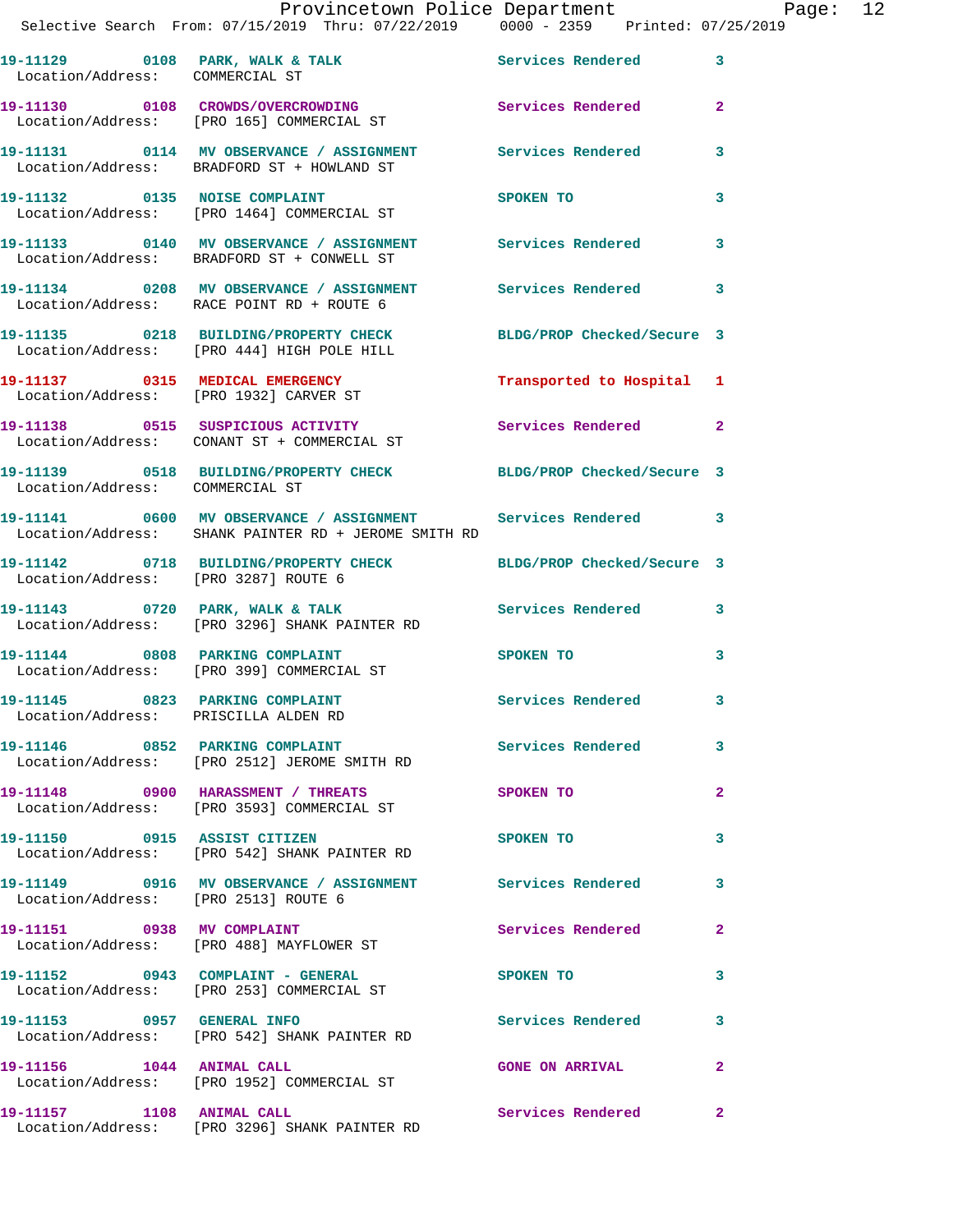Provincetown Police Department

Selective Search From: 07/15/2019 Thru: 07/22/2019 0000 - 2359 Printed: 07/25/2019

| Call # | Time | Call Reason | Action | Priority |
|---|---|---|---|---|
| 19-11129 | 0108 | PARK, WALK & TALK | Services Rendered | 3 |
| Location/Address: COMMERCIAL ST | | | | |
| 19-11130 | 0108 | CROWDS/OVERCROWDING | Services Rendered | 2 |
| Location/Address: [PRO 165] COMMERCIAL ST | | | | |
| 19-11131 | 0114 | MV OBSERVANCE / ASSIGNMENT | Services Rendered | 3 |
| Location/Address: BRADFORD ST + HOWLAND ST | | | | |
| 19-11132 | 0135 | NOISE COMPLAINT | SPOKEN TO | 3 |
| Location/Address: [PRO 1464] COMMERCIAL ST | | | | |
| 19-11133 | 0140 | MV OBSERVANCE / ASSIGNMENT | Services Rendered | 3 |
| Location/Address: BRADFORD ST + CONWELL ST | | | | |
| 19-11134 | 0208 | MV OBSERVANCE / ASSIGNMENT | Services Rendered | 3 |
| Location/Address: RACE POINT RD + ROUTE 6 | | | | |
| 19-11135 | 0218 | BUILDING/PROPERTY CHECK | BLDG/PROP Checked/Secure | 3 |
| Location/Address: [PRO 444] HIGH POLE HILL | | | | |
| 19-11137 | 0315 | MEDICAL EMERGENCY | Transported to Hospital | 1 |
| Location/Address: [PRO 1932] CARVER ST | | | | |
| 19-11138 | 0515 | SUSPICIOUS ACTIVITY | Services Rendered | 2 |
| Location/Address: CONANT ST + COMMERCIAL ST | | | | |
| 19-11139 | 0518 | BUILDING/PROPERTY CHECK | BLDG/PROP Checked/Secure | 3 |
| Location/Address: COMMERCIAL ST | | | | |
| 19-11141 | 0600 | MV OBSERVANCE / ASSIGNMENT | Services Rendered | 3 |
| Location/Address: SHANK PAINTER RD + JEROME SMITH RD | | | | |
| 19-11142 | 0718 | BUILDING/PROPERTY CHECK | BLDG/PROP Checked/Secure | 3 |
| Location/Address: [PRO 3287] ROUTE 6 | | | | |
| 19-11143 | 0720 | PARK, WALK & TALK | Services Rendered | 3 |
| Location/Address: [PRO 3296] SHANK PAINTER RD | | | | |
| 19-11144 | 0808 | PARKING COMPLAINT | SPOKEN TO | 3 |
| Location/Address: [PRO 399] COMMERCIAL ST | | | | |
| 19-11145 | 0823 | PARKING COMPLAINT | Services Rendered | 3 |
| Location/Address: PRISCILLA ALDEN RD | | | | |
| 19-11146 | 0852 | PARKING COMPLAINT | Services Rendered | 3 |
| Location/Address: [PRO 2512] JEROME SMITH RD | | | | |
| 19-11148 | 0900 | HARASSMENT / THREATS | SPOKEN TO | 2 |
| Location/Address: [PRO 3593] COMMERCIAL ST | | | | |
| 19-11150 | 0915 | ASSIST CITIZEN | SPOKEN TO | 3 |
| Location/Address: [PRO 542] SHANK PAINTER RD | | | | |
| 19-11149 | 0916 | MV OBSERVANCE / ASSIGNMENT | Services Rendered | 3 |
| Location/Address: [PRO 2513] ROUTE 6 | | | | |
| 19-11151 | 0938 | MV COMPLAINT | Services Rendered | 2 |
| Location/Address: [PRO 488] MAYFLOWER ST | | | | |
| 19-11152 | 0943 | COMPLAINT - GENERAL | SPOKEN TO | 3 |
| Location/Address: [PRO 253] COMMERCIAL ST | | | | |
| 19-11153 | 0957 | GENERAL INFO | Services Rendered | 3 |
| Location/Address: [PRO 542] SHANK PAINTER RD | | | | |
| 19-11156 | 1044 | ANIMAL CALL | GONE ON ARRIVAL | 2 |
| Location/Address: [PRO 1952] COMMERCIAL ST | | | | |
| 19-11157 | 1108 | ANIMAL CALL | Services Rendered | 2 |
| Location/Address: [PRO 3296] SHANK PAINTER RD | | | | |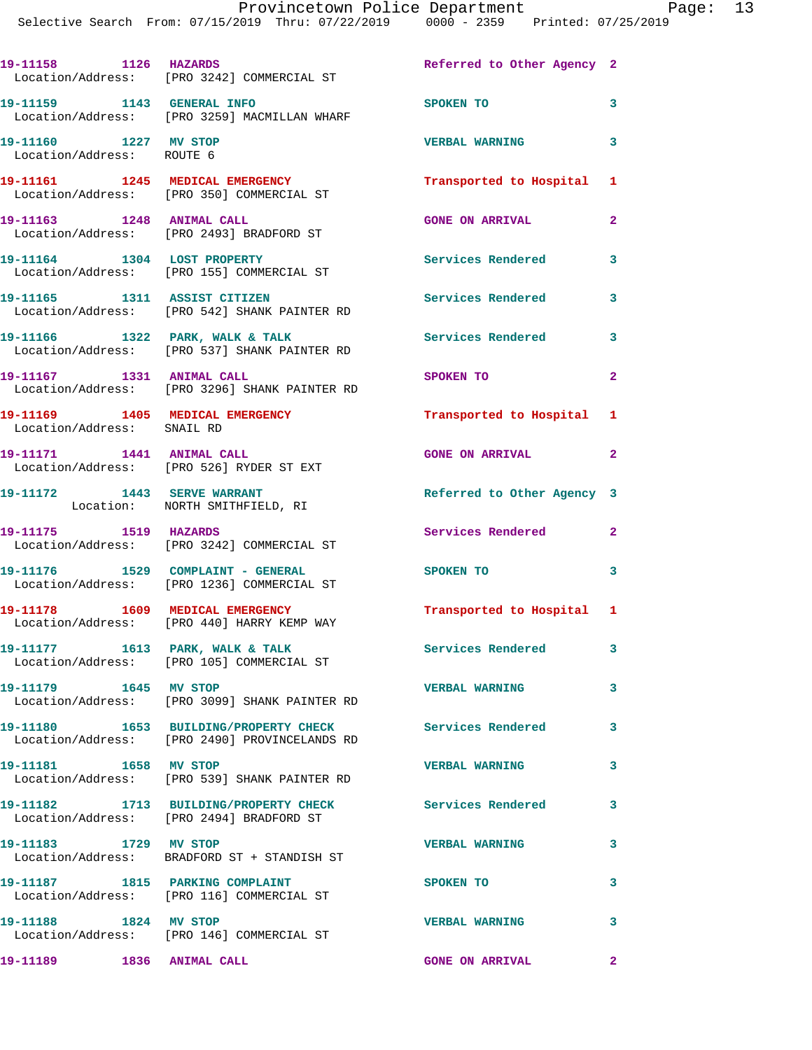19-11158 1126 HAZARDS Referred to Other Agency 2
Location/Address: [PRO 3242] COMMERCIAL ST

19-11159 1143 GENERAL INFO SPOKEN TO 3
Location/Address: [PRO 3259] MACMILLAN WHARF

19-11160 1227 MV STOP VERBAL WARNING 3
Location/Address: ROUTE 6

19-11161 1245 MEDICAL EMERGENCY Transported to Hospital 1
Location/Address: [PRO 350] COMMERCIAL ST

19-11163 1248 ANIMAL CALL GONE ON ARRIVAL 2
Location/Address: [PRO 2493] BRADFORD ST

19-11164 1304 LOST PROPERTY Services Rendered 3
Location/Address: [PRO 155] COMMERCIAL ST

19-11165 1311 ASSIST CITIZEN Services Rendered 3
Location/Address: [PRO 542] SHANK PAINTER RD

19-11166 1322 PARK, WALK & TALK Services Rendered 3
Location/Address: [PRO 537] SHANK PAINTER RD

19-11167 1331 ANIMAL CALL SPOKEN TO 2
Location/Address: [PRO 3296] SHANK PAINTER RD

19-11169 1405 MEDICAL EMERGENCY Transported to Hospital 1
Location/Address: SNAIL RD

19-11171 1441 ANIMAL CALL GONE ON ARRIVAL 2
Location/Address: [PRO 526] RYDER ST EXT

19-11172 1443 SERVE WARRANT Referred to Other Agency 3
Location: NORTH SMITHFIELD, RI

19-11175 1519 HAZARDS Services Rendered 2
Location/Address: [PRO 3242] COMMERCIAL ST

19-11176 1529 COMPLAINT - GENERAL SPOKEN TO 3
Location/Address: [PRO 1236] COMMERCIAL ST

19-11178 1609 MEDICAL EMERGENCY Transported to Hospital 1
Location/Address: [PRO 440] HARRY KEMP WAY

19-11177 1613 PARK, WALK & TALK Services Rendered 3
Location/Address: [PRO 105] COMMERCIAL ST

19-11179 1645 MV STOP VERBAL WARNING 3
Location/Address: [PRO 3099] SHANK PAINTER RD

19-11180 1653 BUILDING/PROPERTY CHECK Services Rendered 3
Location/Address: [PRO 2490] PROVINCELANDS RD

19-11181 1658 MV STOP VERBAL WARNING 3
Location/Address: [PRO 539] SHANK PAINTER RD

19-11182 1713 BUILDING/PROPERTY CHECK Services Rendered 3
Location/Address: [PRO 2494] BRADFORD ST

19-11183 1729 MV STOP VERBAL WARNING 3
Location/Address: BRADFORD ST + STANDISH ST

19-11187 1815 PARKING COMPLAINT SPOKEN TO 3
Location/Address: [PRO 116] COMMERCIAL ST

19-11188 1824 MV STOP VERBAL WARNING 3
Location/Address: [PRO 146] COMMERCIAL ST

19-11189 1836 ANIMAL CALL GONE ON ARRIVAL 2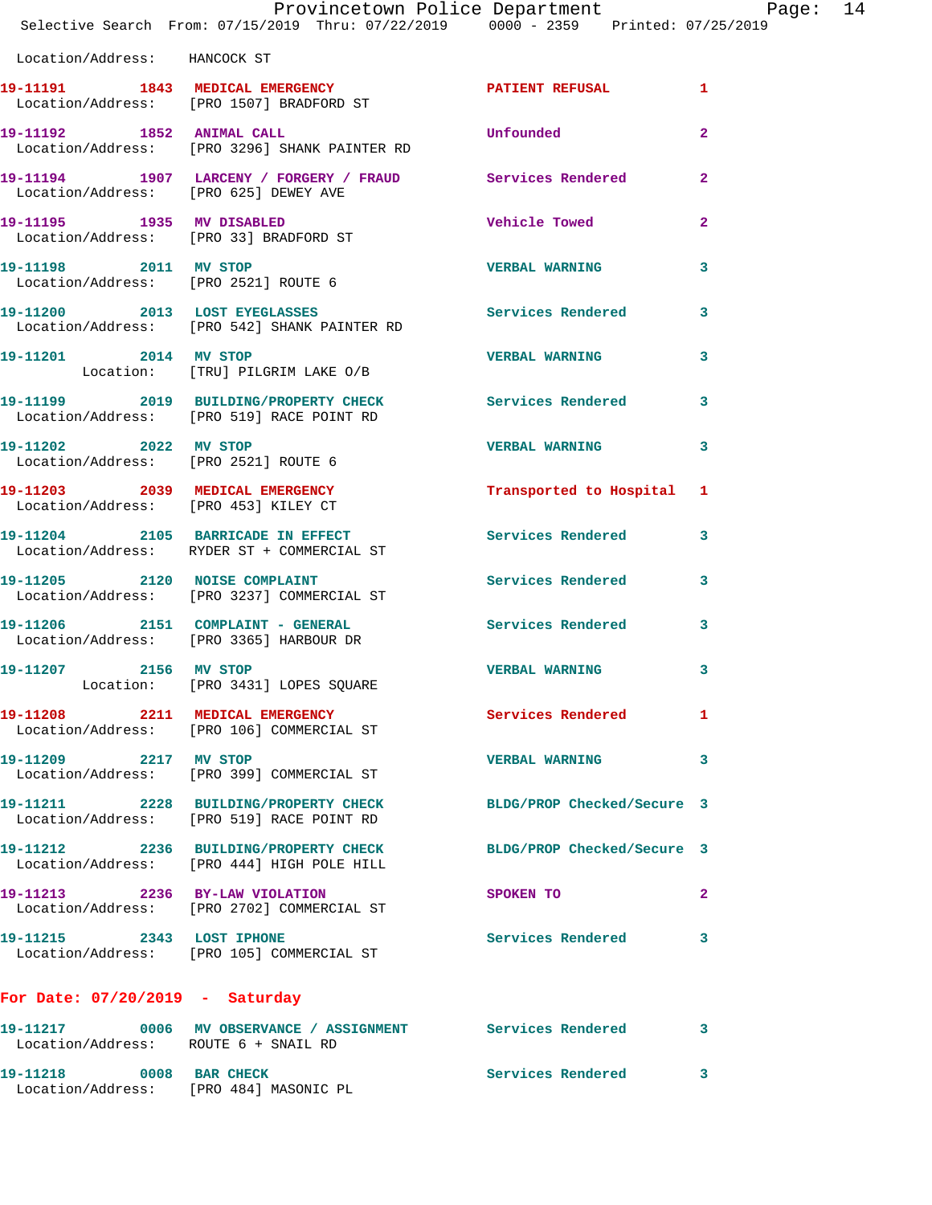Location/Address: HANCOCK ST

| Call Number | Time | Call Reason | Action | Priority |
|---|---|---|---|---|
| 19-11191 | 1843 | MEDICAL EMERGENCY | PATIENT REFUSAL | 1 |
| | | Location/Address: [PRO 1507] BRADFORD ST | | |
| 19-11192 | 1852 | ANIMAL CALL | Unfounded | 2 |
| | | Location/Address: [PRO 3296] SHANK PAINTER RD | | |
| 19-11194 | 1907 | LARCENY / FORGERY / FRAUD | Services Rendered | 2 |
| | | Location/Address: [PRO 625] DEWEY AVE | | |
| 19-11195 | 1935 | MV DISABLED | Vehicle Towed | 2 |
| | | Location/Address: [PRO 33] BRADFORD ST | | |
| 19-11198 | 2011 | MV STOP | VERBAL WARNING | 3 |
| | | Location/Address: [PRO 2521] ROUTE 6 | | |
| 19-11200 | 2013 | LOST EYEGLASSES | Services Rendered | 3 |
| | | Location/Address: [PRO 542] SHANK PAINTER RD | | |
| 19-11201 | 2014 | MV STOP | VERBAL WARNING | 3 |
| | | Location: [TRU] PILGRIM LAKE O/B | | |
| 19-11199 | 2019 | BUILDING/PROPERTY CHECK | Services Rendered | 3 |
| | | Location/Address: [PRO 519] RACE POINT RD | | |
| 19-11202 | 2022 | MV STOP | VERBAL WARNING | 3 |
| | | Location/Address: [PRO 2521] ROUTE 6 | | |
| 19-11203 | 2039 | MEDICAL EMERGENCY | Transported to Hospital | 1 |
| | | Location/Address: [PRO 453] KILEY CT | | |
| 19-11204 | 2105 | BARRICADE IN EFFECT | Services Rendered | 3 |
| | | Location/Address: RYDER ST + COMMERCIAL ST | | |
| 19-11205 | 2120 | NOISE COMPLAINT | Services Rendered | 3 |
| | | Location/Address: [PRO 3237] COMMERCIAL ST | | |
| 19-11206 | 2151 | COMPLAINT - GENERAL | Services Rendered | 3 |
| | | Location/Address: [PRO 3365] HARBOUR DR | | |
| 19-11207 | 2156 | MV STOP | VERBAL WARNING | 3 |
| | | Location: [PRO 3431] LOPES SQUARE | | |
| 19-11208 | 2211 | MEDICAL EMERGENCY | Services Rendered | 1 |
| | | Location/Address: [PRO 106] COMMERCIAL ST | | |
| 19-11209 | 2217 | MV STOP | VERBAL WARNING | 3 |
| | | Location/Address: [PRO 399] COMMERCIAL ST | | |
| 19-11211 | 2228 | BUILDING/PROPERTY CHECK | BLDG/PROP Checked/Secure | 3 |
| | | Location/Address: [PRO 519] RACE POINT RD | | |
| 19-11212 | 2236 | BUILDING/PROPERTY CHECK | BLDG/PROP Checked/Secure | 3 |
| | | Location/Address: [PRO 444] HIGH POLE HILL | | |
| 19-11213 | 2236 | BY-LAW VIOLATION | SPOKEN TO | 2 |
| | | Location/Address: [PRO 2702] COMMERCIAL ST | | |
| 19-11215 | 2343 | LOST IPHONE | Services Rendered | 3 |
| | | Location/Address: [PRO 105] COMMERCIAL ST | | |

**For Date: 07/20/2019 - Saturday**

| Call Number | Time | Call Reason | Action | Priority |
|---|---|---|---|---|
| 19-11217 | 0006 | MV OBSERVANCE / ASSIGNMENT | Services Rendered | 3 |
| | | Location/Address: ROUTE 6 + SNAIL RD | | |
| 19-11218 | 0008 | BAR CHECK | Services Rendered | 3 |
| | | Location/Address: [PRO 484] MASONIC PL | | |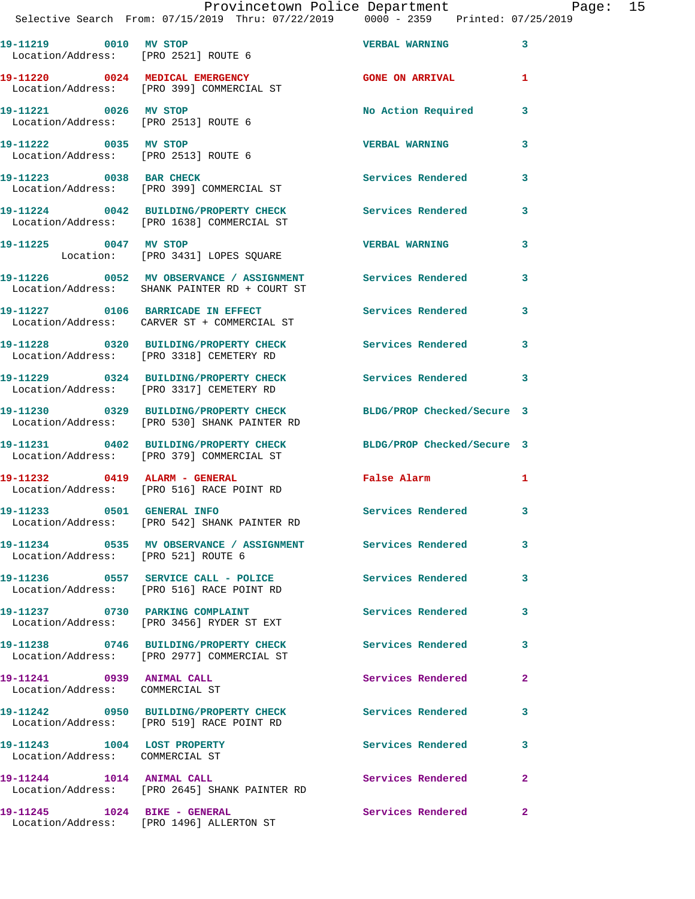19-11219 0010 MV STOP VERBAL WARNING 3
Location/Address: [PRO 2521] ROUTE 6

19-11220 0024 MEDICAL EMERGENCY GONE ON ARRIVAL 1
Location/Address: [PRO 399] COMMERCIAL ST

19-11221 0026 MV STOP No Action Required 3
Location/Address: [PRO 2513] ROUTE 6

19-11222 0035 MV STOP VERBAL WARNING 3
Location/Address: [PRO 2513] ROUTE 6

19-11223 0038 BAR CHECK Services Rendered 3
Location/Address: [PRO 399] COMMERCIAL ST

19-11224 0042 BUILDING/PROPERTY CHECK Services Rendered 3
Location/Address: [PRO 1638] COMMERCIAL ST

19-11225 0047 MV STOP VERBAL WARNING 3
Location: [PRO 3431] LOPES SQUARE

19-11226 0052 MV OBSERVANCE / ASSIGNMENT Services Rendered 3
Location/Address: SHANK PAINTER RD + COURT ST

19-11227 0106 BARRICADE IN EFFECT Services Rendered 3
Location/Address: CARVER ST + COMMERCIAL ST

19-11228 0320 BUILDING/PROPERTY CHECK Services Rendered 3
Location/Address: [PRO 3318] CEMETERY RD

19-11229 0324 BUILDING/PROPERTY CHECK Services Rendered 3
Location/Address: [PRO 3317] CEMETERY RD

19-11230 0329 BUILDING/PROPERTY CHECK BLDG/PROP Checked/Secure 3
Location/Address: [PRO 530] SHANK PAINTER RD

19-11231 0402 BUILDING/PROPERTY CHECK BLDG/PROP Checked/Secure 3
Location/Address: [PRO 379] COMMERCIAL ST

19-11232 0419 ALARM - GENERAL False Alarm 1
Location/Address: [PRO 516] RACE POINT RD

19-11233 0501 GENERAL INFO Services Rendered 3
Location/Address: [PRO 542] SHANK PAINTER RD

19-11234 0535 MV OBSERVANCE / ASSIGNMENT Services Rendered 3
Location/Address: [PRO 521] ROUTE 6

19-11236 0557 SERVICE CALL - POLICE Services Rendered 3
Location/Address: [PRO 516] RACE POINT RD

19-11237 0730 PARKING COMPLAINT Services Rendered 3
Location/Address: [PRO 3456] RYDER ST EXT

19-11238 0746 BUILDING/PROPERTY CHECK Services Rendered 3
Location/Address: [PRO 2977] COMMERCIAL ST

19-11241 0939 ANIMAL CALL Services Rendered 2
Location/Address: COMMERCIAL ST

19-11242 0950 BUILDING/PROPERTY CHECK Services Rendered 3
Location/Address: [PRO 519] RACE POINT RD

19-11243 1004 LOST PROPERTY Services Rendered 3
Location/Address: COMMERCIAL ST

19-11244 1014 ANIMAL CALL Services Rendered 2
Location/Address: [PRO 2645] SHANK PAINTER RD

19-11245 1024 BIKE - GENERAL Services Rendered 2
Location/Address: [PRO 1496] ALLERTON ST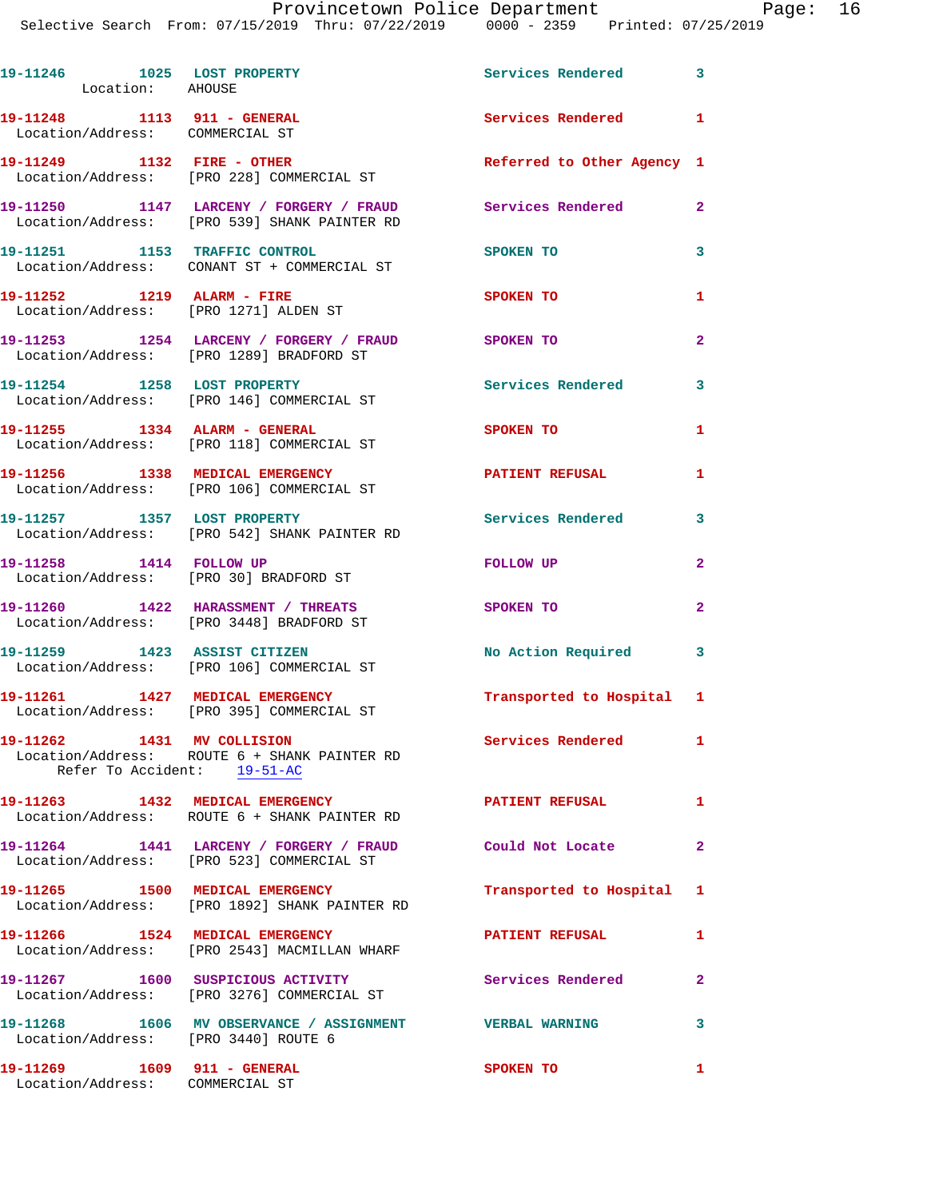19-11246 1025 LOST PROPERTY Services Rendered 3
Location: AHOUSE

19-11248 1113 911 - GENERAL Services Rendered 1
Location/Address: COMMERCIAL ST

19-11249 1132 FIRE - OTHER Referred to Other Agency 1
Location/Address: [PRO 228] COMMERCIAL ST

19-11250 1147 LARCENY / FORGERY / FRAUD Services Rendered 2
Location/Address: [PRO 539] SHANK PAINTER RD

19-11251 1153 TRAFFIC CONTROL SPOKEN TO 3
Location/Address: CONANT ST + COMMERCIAL ST

19-11252 1219 ALARM - FIRE SPOKEN TO 1
Location/Address: [PRO 1271] ALDEN ST

19-11253 1254 LARCENY / FORGERY / FRAUD SPOKEN TO 2
Location/Address: [PRO 1289] BRADFORD ST

19-11254 1258 LOST PROPERTY Services Rendered 3
Location/Address: [PRO 146] COMMERCIAL ST

19-11255 1334 ALARM - GENERAL SPOKEN TO 1
Location/Address: [PRO 118] COMMERCIAL ST

19-11256 1338 MEDICAL EMERGENCY PATIENT REFUSAL 1
Location/Address: [PRO 106] COMMERCIAL ST

19-11257 1357 LOST PROPERTY Services Rendered 3
Location/Address: [PRO 542] SHANK PAINTER RD

19-11258 1414 FOLLOW UP FOLLOW UP 2
Location/Address: [PRO 30] BRADFORD ST

19-11260 1422 HARASSMENT / THREATS SPOKEN TO 2
Location/Address: [PRO 3448] BRADFORD ST

19-11259 1423 ASSIST CITIZEN No Action Required 3
Location/Address: [PRO 106] COMMERCIAL ST

19-11261 1427 MEDICAL EMERGENCY Transported to Hospital 1
Location/Address: [PRO 395] COMMERCIAL ST

19-11262 1431 MV COLLISION Services Rendered 1
Location/Address: ROUTE 6 + SHANK PAINTER RD
Refer To Accident: 19-51-AC

19-11263 1432 MEDICAL EMERGENCY PATIENT REFUSAL 1
Location/Address: ROUTE 6 + SHANK PAINTER RD

19-11264 1441 LARCENY / FORGERY / FRAUD Could Not Locate 2
Location/Address: [PRO 523] COMMERCIAL ST

19-11265 1500 MEDICAL EMERGENCY Transported to Hospital 1
Location/Address: [PRO 1892] SHANK PAINTER RD

19-11266 1524 MEDICAL EMERGENCY PATIENT REFUSAL 1
Location/Address: [PRO 2543] MACMILLAN WHARF

19-11267 1600 SUSPICIOUS ACTIVITY Services Rendered 2
Location/Address: [PRO 3276] COMMERCIAL ST

19-11268 1606 MV OBSERVANCE / ASSIGNMENT VERBAL WARNING 3
Location/Address: [PRO 3440] ROUTE 6

19-11269 1609 911 - GENERAL SPOKEN TO 1
Location/Address: COMMERCIAL ST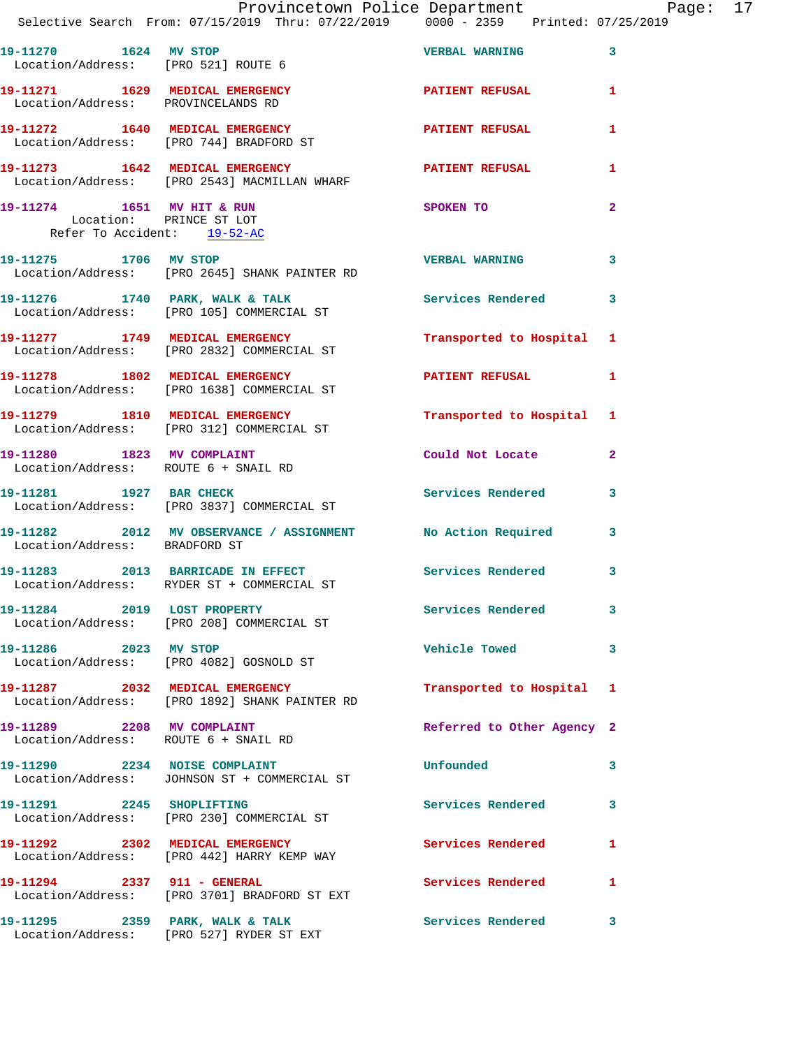19-11270 1624 MV STOP VERBAL WARNING 3
Location/Address: [PRO 521] ROUTE 6

19-11271 1629 MEDICAL EMERGENCY PATIENT REFUSAL 1
Location/Address: PROVINCELANDS RD

19-11272 1640 MEDICAL EMERGENCY PATIENT REFUSAL 1
Location/Address: [PRO 744] BRADFORD ST

19-11273 1642 MEDICAL EMERGENCY PATIENT REFUSAL 1
Location/Address: [PRO 2543] MACMILLAN WHARF

19-11274 1651 MV HIT & RUN SPOKEN TO 2
Location: PRINCE ST LOT
Refer To Accident: 19-52-AC

19-11275 1706 MV STOP VERBAL WARNING 3
Location/Address: [PRO 2645] SHANK PAINTER RD

19-11276 1740 PARK, WALK & TALK Services Rendered 3
Location/Address: [PRO 105] COMMERCIAL ST

19-11277 1749 MEDICAL EMERGENCY Transported to Hospital 1
Location/Address: [PRO 2832] COMMERCIAL ST

19-11278 1802 MEDICAL EMERGENCY PATIENT REFUSAL 1
Location/Address: [PRO 1638] COMMERCIAL ST

19-11279 1810 MEDICAL EMERGENCY Transported to Hospital 1
Location/Address: [PRO 312] COMMERCIAL ST

19-11280 1823 MV COMPLAINT Could Not Locate 2
Location/Address: ROUTE 6 + SNAIL RD

19-11281 1927 BAR CHECK Services Rendered 3
Location/Address: [PRO 3837] COMMERCIAL ST

19-11282 2012 MV OBSERVANCE / ASSIGNMENT No Action Required 3
Location/Address: BRADFORD ST

19-11283 2013 BARRICADE IN EFFECT Services Rendered 3
Location/Address: RYDER ST + COMMERCIAL ST

19-11284 2019 LOST PROPERTY Services Rendered 3
Location/Address: [PRO 208] COMMERCIAL ST

19-11286 2023 MV STOP Vehicle Towed 3
Location/Address: [PRO 4082] GOSNOLD ST

19-11287 2032 MEDICAL EMERGENCY Transported to Hospital 1
Location/Address: [PRO 1892] SHANK PAINTER RD

19-11289 2208 MV COMPLAINT Referred to Other Agency 2
Location/Address: ROUTE 6 + SNAIL RD

19-11290 2234 NOISE COMPLAINT Unfounded 3
Location/Address: JOHNSON ST + COMMERCIAL ST

19-11291 2245 SHOPLIFTING Services Rendered 3
Location/Address: [PRO 230] COMMERCIAL ST

19-11292 2302 MEDICAL EMERGENCY Services Rendered 1
Location/Address: [PRO 442] HARRY KEMP WAY

19-11294 2337 911 - GENERAL Services Rendered 1
Location/Address: [PRO 3701] BRADFORD ST EXT

19-11295 2359 PARK, WALK & TALK Services Rendered 3
Location/Address: [PRO 527] RYDER ST EXT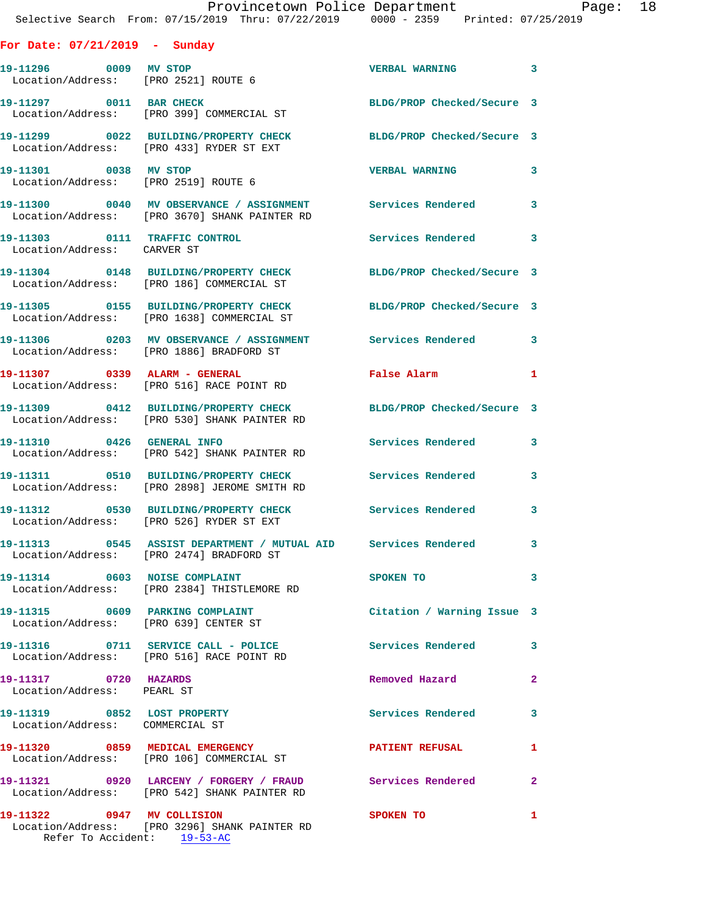## For Date: 07/21/2019 - Sunday

**19-11296** 0009 **MV STOP** — VERBAL WARNING — 3
Location/Address: [PRO 2521] ROUTE 6

**19-11297** 0011 **BAR CHECK** — BLDG/PROP Checked/Secure — 3
Location/Address: [PRO 399] COMMERCIAL ST

**19-11299** 0022 **BUILDING/PROPERTY CHECK** — BLDG/PROP Checked/Secure — 3
Location/Address: [PRO 433] RYDER ST EXT

**19-11301** 0038 **MV STOP** — VERBAL WARNING — 3
Location/Address: [PRO 2519] ROUTE 6

**19-11300** 0040 **MV OBSERVANCE / ASSIGNMENT** — Services Rendered — 3
Location/Address: [PRO 3670] SHANK PAINTER RD

**19-11303** 0111 **TRAFFIC CONTROL** — Services Rendered — 3
Location/Address: CARVER ST

**19-11304** 0148 **BUILDING/PROPERTY CHECK** — BLDG/PROP Checked/Secure — 3
Location/Address: [PRO 186] COMMERCIAL ST

**19-11305** 0155 **BUILDING/PROPERTY CHECK** — BLDG/PROP Checked/Secure — 3
Location/Address: [PRO 1638] COMMERCIAL ST

**19-11306** 0203 **MV OBSERVANCE / ASSIGNMENT** — Services Rendered — 3
Location/Address: [PRO 1886] BRADFORD ST

**19-11307** 0339 **ALARM - GENERAL** — False Alarm — 1
Location/Address: [PRO 516] RACE POINT RD

**19-11309** 0412 **BUILDING/PROPERTY CHECK** — BLDG/PROP Checked/Secure — 3
Location/Address: [PRO 530] SHANK PAINTER RD

**19-11310** 0426 **GENERAL INFO** — Services Rendered — 3
Location/Address: [PRO 542] SHANK PAINTER RD

**19-11311** 0510 **BUILDING/PROPERTY CHECK** — Services Rendered — 3
Location/Address: [PRO 2898] JEROME SMITH RD

**19-11312** 0530 **BUILDING/PROPERTY CHECK** — Services Rendered — 3
Location/Address: [PRO 526] RYDER ST EXT

**19-11313** 0545 **ASSIST DEPARTMENT / MUTUAL AID** — Services Rendered — 3
Location/Address: [PRO 2474] BRADFORD ST

**19-11314** 0603 **NOISE COMPLAINT** — SPOKEN TO — 3
Location/Address: [PRO 2384] THISTLEMORE RD

**19-11315** 0609 **PARKING COMPLAINT** — Citation / Warning Issue — 3
Location/Address: [PRO 639] CENTER ST

**19-11316** 0711 **SERVICE CALL - POLICE** — Services Rendered — 3
Location/Address: [PRO 516] RACE POINT RD

**19-11317** 0720 **HAZARDS** — Removed Hazard — 2
Location/Address: PEARL ST

**19-11319** 0852 **LOST PROPERTY** — Services Rendered — 3
Location/Address: COMMERCIAL ST

**19-11320** 0859 **MEDICAL EMERGENCY** — PATIENT REFUSAL — 1
Location/Address: [PRO 106] COMMERCIAL ST

**19-11321** 0920 **LARCENY / FORGERY / FRAUD** — Services Rendered — 2
Location/Address: [PRO 542] SHANK PAINTER RD

**19-11322** 0947 **MV COLLISION** — SPOKEN TO — 1
Location/Address: [PRO 3296] SHANK PAINTER RD
Refer To Accident: 19-53-AC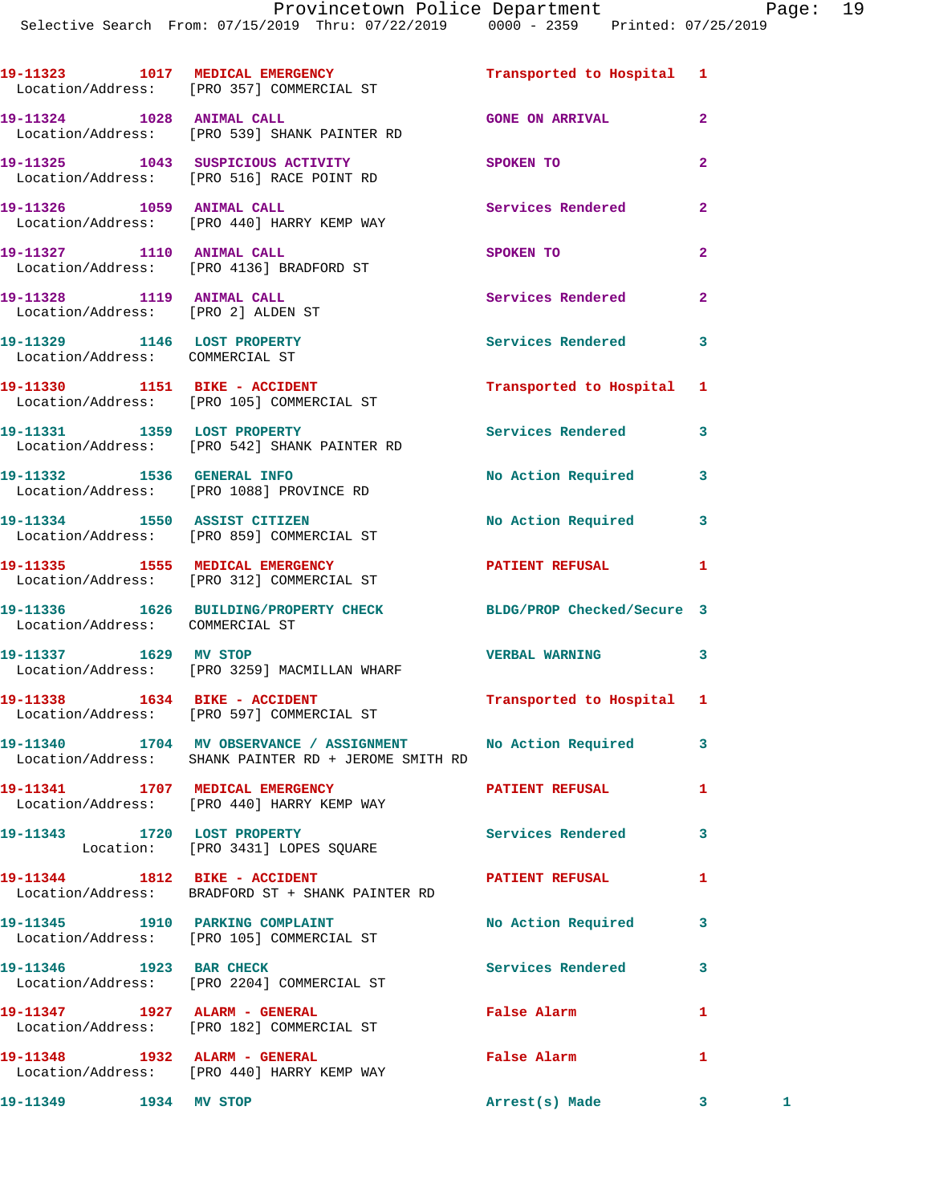| Call Number | Time | Call Reason | Action | Priority | |
|---|---|---|---|---|---|
| 19-11323 | 1017 | MEDICAL EMERGENCY | Transported to Hospital | 1 | |
| Location/Address: | | [PRO 357] COMMERCIAL ST | | | |
| 19-11324 | 1028 | ANIMAL CALL | GONE ON ARRIVAL | 2 | |
| Location/Address: | | [PRO 539] SHANK PAINTER RD | | | |
| 19-11325 | 1043 | SUSPICIOUS ACTIVITY | SPOKEN TO | 2 | |
| Location/Address: | | [PRO 516] RACE POINT RD | | | |
| 19-11326 | 1059 | ANIMAL CALL | Services Rendered | 2 | |
| Location/Address: | | [PRO 440] HARRY KEMP WAY | | | |
| 19-11327 | 1110 | ANIMAL CALL | SPOKEN TO | 2 | |
| Location/Address: | | [PRO 4136] BRADFORD ST | | | |
| 19-11328 | 1119 | ANIMAL CALL | Services Rendered | 2 | |
| Location/Address: | | [PRO 2] ALDEN ST | | | |
| 19-11329 | 1146 | LOST PROPERTY | Services Rendered | 3 | |
| Location/Address: | | COMMERCIAL ST | | | |
| 19-11330 | 1151 | BIKE - ACCIDENT | Transported to Hospital | 1 | |
| Location/Address: | | [PRO 105] COMMERCIAL ST | | | |
| 19-11331 | 1359 | LOST PROPERTY | Services Rendered | 3 | |
| Location/Address: | | [PRO 542] SHANK PAINTER RD | | | |
| 19-11332 | 1536 | GENERAL INFO | No Action Required | 3 | |
| Location/Address: | | [PRO 1088] PROVINCE RD | | | |
| 19-11334 | 1550 | ASSIST CITIZEN | No Action Required | 3 | |
| Location/Address: | | [PRO 859] COMMERCIAL ST | | | |
| 19-11335 | 1555 | MEDICAL EMERGENCY | PATIENT REFUSAL | 1 | |
| Location/Address: | | [PRO 312] COMMERCIAL ST | | | |
| 19-11336 | 1626 | BUILDING/PROPERTY CHECK | BLDG/PROP Checked/Secure | 3 | |
| Location/Address: | | COMMERCIAL ST | | | |
| 19-11337 | 1629 | MV STOP | VERBAL WARNING | 3 | |
| Location/Address: | | [PRO 3259] MACMILLAN WHARF | | | |
| 19-11338 | 1634 | BIKE - ACCIDENT | Transported to Hospital | 1 | |
| Location/Address: | | [PRO 597] COMMERCIAL ST | | | |
| 19-11340 | 1704 | MV OBSERVANCE / ASSIGNMENT | No Action Required | 3 | |
| Location/Address: | | SHANK PAINTER RD + JEROME SMITH RD | | | |
| 19-11341 | 1707 | MEDICAL EMERGENCY | PATIENT REFUSAL | 1 | |
| Location/Address: | | [PRO 440] HARRY KEMP WAY | | | |
| 19-11343 | 1720 | LOST PROPERTY | Services Rendered | 3 | |
| Location: | | [PRO 3431] LOPES SQUARE | | | |
| 19-11344 | 1812 | BIKE - ACCIDENT | PATIENT REFUSAL | 1 | |
| Location/Address: | | BRADFORD ST + SHANK PAINTER RD | | | |
| 19-11345 | 1910 | PARKING COMPLAINT | No Action Required | 3 | |
| Location/Address: | | [PRO 105] COMMERCIAL ST | | | |
| 19-11346 | 1923 | BAR CHECK | Services Rendered | 3 | |
| Location/Address: | | [PRO 2204] COMMERCIAL ST | | | |
| 19-11347 | 1927 | ALARM - GENERAL | False Alarm | 1 | |
| Location/Address: | | [PRO 182] COMMERCIAL ST | | | |
| 19-11348 | 1932 | ALARM - GENERAL | False Alarm | 1 | |
| Location/Address: | | [PRO 440] HARRY KEMP WAY | | | |
| 19-11349 | 1934 | MV STOP | Arrest(s) Made | 3 | 1 |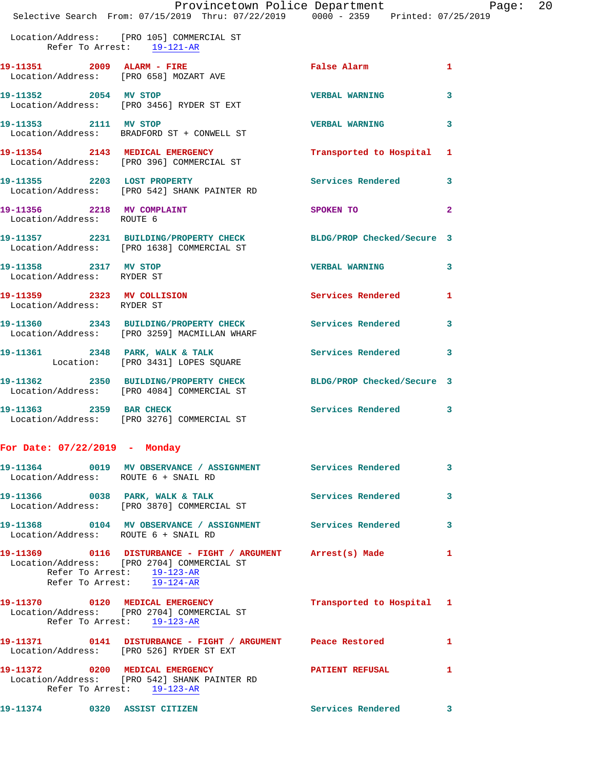Location/Address: [PRO 105] COMMERCIAL ST
Refer To Arrest: 19-121-AR

**19-11351** 2009 **ALARM - FIRE** False Alarm 1
Location/Address: [PRO 658] MOZART AVE

**19-11352** 2054 **MV STOP** VERBAL WARNING 3
Location/Address: [PRO 3456] RYDER ST EXT

**19-11353** 2111 **MV STOP** VERBAL WARNING 3
Location/Address: BRADFORD ST + CONWELL ST

**19-11354** 2143 **MEDICAL EMERGENCY** Transported to Hospital 1
Location/Address: [PRO 396] COMMERCIAL ST

**19-11355** 2203 **LOST PROPERTY** Services Rendered 3
Location/Address: [PRO 542] SHANK PAINTER RD

**19-11356** 2218 **MV COMPLAINT** SPOKEN TO 2
Location/Address: ROUTE 6

**19-11357** 2231 **BUILDING/PROPERTY CHECK** BLDG/PROP Checked/Secure 3
Location/Address: [PRO 1638] COMMERCIAL ST

**19-11358** 2317 **MV STOP** VERBAL WARNING 3
Location/Address: RYDER ST

**19-11359** 2323 **MV COLLISION** Services Rendered 1
Location/Address: RYDER ST

**19-11360** 2343 **BUILDING/PROPERTY CHECK** Services Rendered 3
Location/Address: [PRO 3259] MACMILLAN WHARF

**19-11361** 2348 **PARK, WALK & TALK** Services Rendered 3
Location: [PRO 3431] LOPES SQUARE

**19-11362** 2350 **BUILDING/PROPERTY CHECK** BLDG/PROP Checked/Secure 3
Location/Address: [PRO 4084] COMMERCIAL ST

**19-11363** 2359 **BAR CHECK** Services Rendered 3
Location/Address: [PRO 3276] COMMERCIAL ST

## For Date: 07/22/2019 - Monday

**19-11364** 0019 **MV OBSERVANCE / ASSIGNMENT** Services Rendered 3
Location/Address: ROUTE 6 + SNAIL RD

**19-11366** 0038 **PARK, WALK & TALK** Services Rendered 3
Location/Address: [PRO 3870] COMMERCIAL ST

**19-11368** 0104 **MV OBSERVANCE / ASSIGNMENT** Services Rendered 3
Location/Address: ROUTE 6 + SNAIL RD

**19-11369** 0116 **DISTURBANCE - FIGHT / ARGUMENT** Arrest(s) Made 1
Location/Address: [PRO 2704] COMMERCIAL ST
Refer To Arrest: 19-123-AR
Refer To Arrest: 19-124-AR

**19-11370** 0120 **MEDICAL EMERGENCY** Transported to Hospital 1
Location/Address: [PRO 2704] COMMERCIAL ST
Refer To Arrest: 19-123-AR

**19-11371** 0141 **DISTURBANCE - FIGHT / ARGUMENT** Peace Restored 1
Location/Address: [PRO 526] RYDER ST EXT

**19-11372** 0200 **MEDICAL EMERGENCY** PATIENT REFUSAL 1
Location/Address: [PRO 542] SHANK PAINTER RD
Refer To Arrest: 19-123-AR

**19-11374** 0320 **ASSIST CITIZEN** Services Rendered 3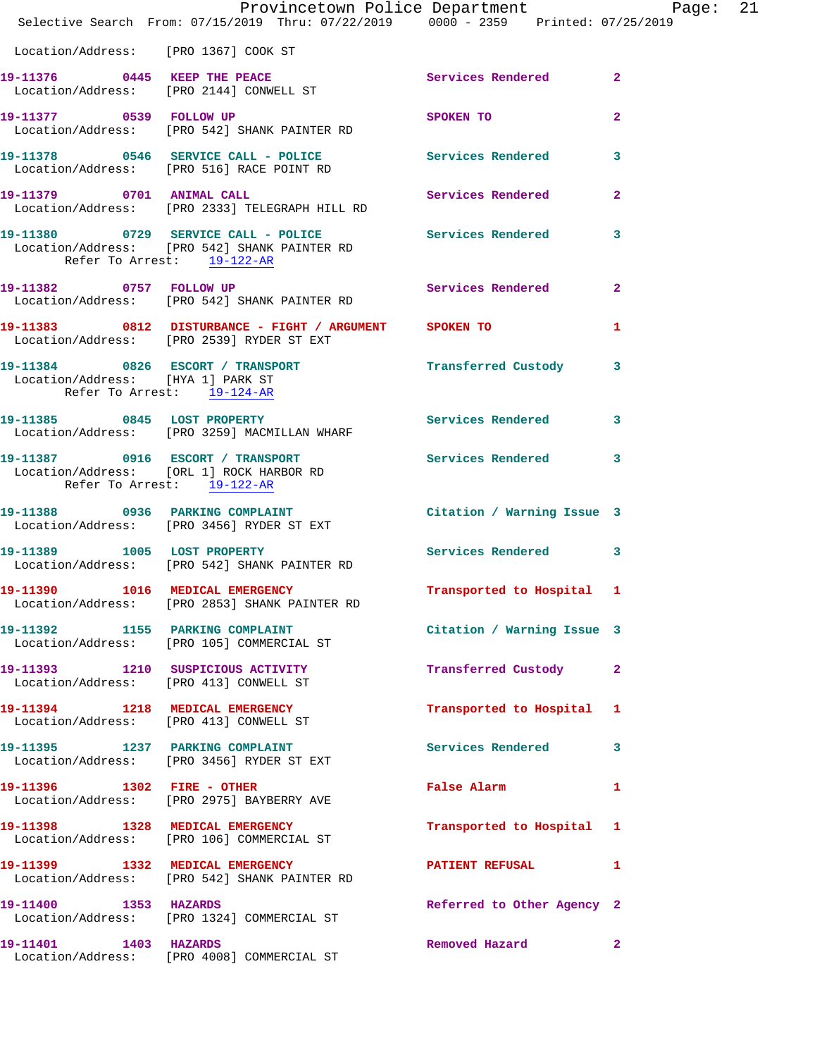Location/Address: [PRO 1367] COOK ST

19-11376 0445 KEEP THE PEACE Services Rendered 2
Location/Address: [PRO 2144] CONWELL ST

19-11377 0539 FOLLOW UP SPOKEN TO 2
Location/Address: [PRO 542] SHANK PAINTER RD

19-11378 0546 SERVICE CALL - POLICE Services Rendered 3
Location/Address: [PRO 516] RACE POINT RD

19-11379 0701 ANIMAL CALL Services Rendered 2
Location/Address: [PRO 2333] TELEGRAPH HILL RD

19-11380 0729 SERVICE CALL - POLICE Services Rendered 3
Location/Address: [PRO 542] SHANK PAINTER RD
Refer To Arrest: 19-122-AR

19-11382 0757 FOLLOW UP Services Rendered 2
Location/Address: [PRO 542] SHANK PAINTER RD

19-11383 0812 DISTURBANCE - FIGHT / ARGUMENT SPOKEN TO 1
Location/Address: [PRO 2539] RYDER ST EXT

19-11384 0826 ESCORT / TRANSPORT Transferred Custody 3
Location/Address: [HYA 1] PARK ST
Refer To Arrest: 19-124-AR

19-11385 0845 LOST PROPERTY Services Rendered 3
Location/Address: [PRO 3259] MACMILLAN WHARF

19-11387 0916 ESCORT / TRANSPORT Services Rendered 3
Location/Address: [ORL 1] ROCK HARBOR RD
Refer To Arrest: 19-122-AR

19-11388 0936 PARKING COMPLAINT Citation / Warning Issue 3
Location/Address: [PRO 3456] RYDER ST EXT

19-11389 1005 LOST PROPERTY Services Rendered 3
Location/Address: [PRO 542] SHANK PAINTER RD

19-11390 1016 MEDICAL EMERGENCY Transported to Hospital 1
Location/Address: [PRO 2853] SHANK PAINTER RD

19-11392 1155 PARKING COMPLAINT Citation / Warning Issue 3
Location/Address: [PRO 105] COMMERCIAL ST

19-11393 1210 SUSPICIOUS ACTIVITY Transferred Custody 2
Location/Address: [PRO 413] CONWELL ST

19-11394 1218 MEDICAL EMERGENCY Transported to Hospital 1
Location/Address: [PRO 413] CONWELL ST

19-11395 1237 PARKING COMPLAINT Services Rendered 3
Location/Address: [PRO 3456] RYDER ST EXT

19-11396 1302 FIRE - OTHER False Alarm 1
Location/Address: [PRO 2975] BAYBERRY AVE

19-11398 1328 MEDICAL EMERGENCY Transported to Hospital 1
Location/Address: [PRO 106] COMMERCIAL ST

19-11399 1332 MEDICAL EMERGENCY PATIENT REFUSAL 1
Location/Address: [PRO 542] SHANK PAINTER RD

19-11400 1353 HAZARDS Referred to Other Agency 2
Location/Address: [PRO 1324] COMMERCIAL ST

19-11401 1403 HAZARDS Removed Hazard 2
Location/Address: [PRO 4008] COMMERCIAL ST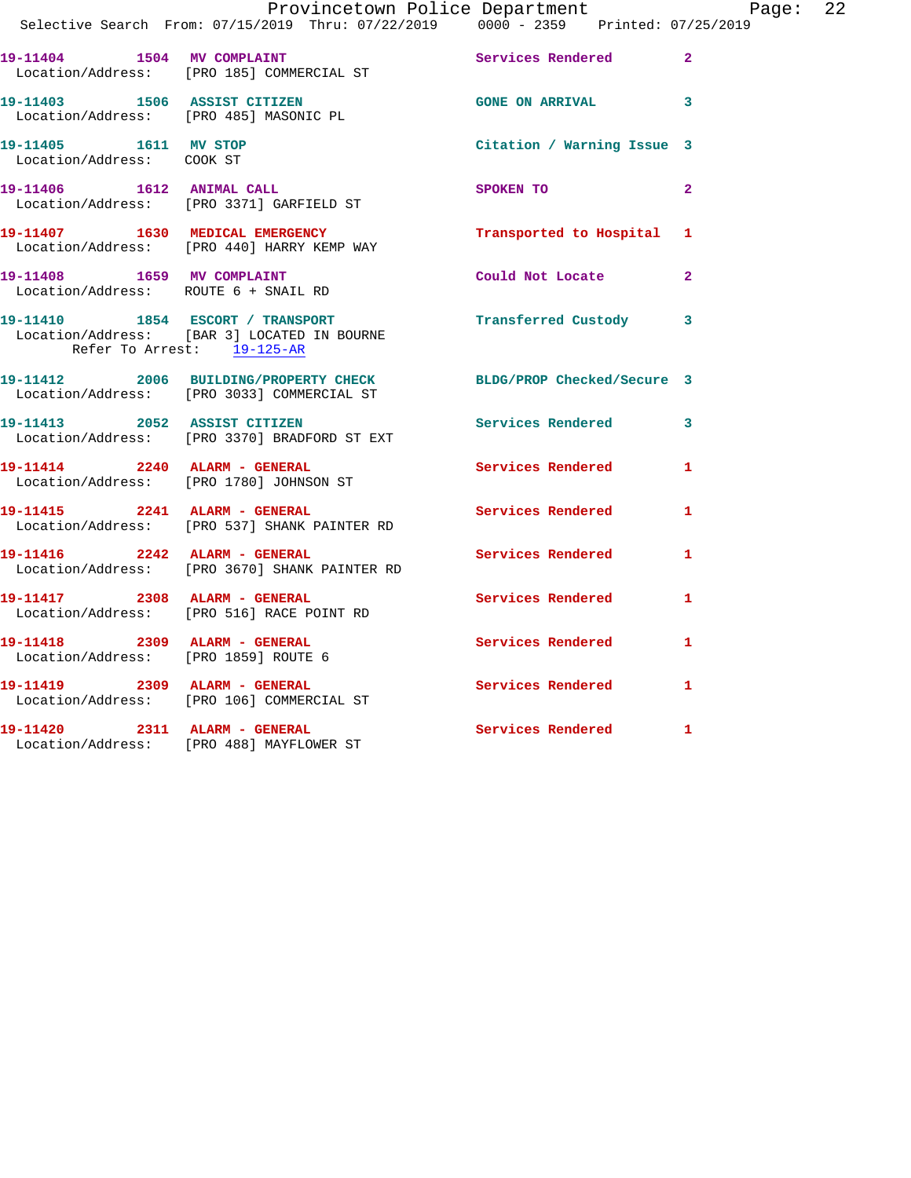19-11404 1504 MV COMPLAINT Services Rendered 2
Location/Address: [PRO 185] COMMERCIAL ST

19-11403 1506 ASSIST CITIZEN GONE ON ARRIVAL 3
Location/Address: [PRO 485] MASONIC PL

19-11405 1611 MV STOP Citation / Warning Issue 3
Location/Address: COOK ST

19-11406 1612 ANIMAL CALL SPOKEN TO 2
Location/Address: [PRO 3371] GARFIELD ST

19-11407 1630 MEDICAL EMERGENCY Transported to Hospital 1
Location/Address: [PRO 440] HARRY KEMP WAY

19-11408 1659 MV COMPLAINT Could Not Locate 2
Location/Address: ROUTE 6 + SNAIL RD

19-11410 1854 ESCORT / TRANSPORT Transferred Custody 3
Location/Address: [BAR 3] LOCATED IN BOURNE
Refer To Arrest: 19-125-AR

19-11412 2006 BUILDING/PROPERTY CHECK BLDG/PROP Checked/Secure 3
Location/Address: [PRO 3033] COMMERCIAL ST

19-11413 2052 ASSIST CITIZEN Services Rendered 3
Location/Address: [PRO 3370] BRADFORD ST EXT

19-11414 2240 ALARM - GENERAL Services Rendered 1
Location/Address: [PRO 1780] JOHNSON ST

19-11415 2241 ALARM - GENERAL Services Rendered 1
Location/Address: [PRO 537] SHANK PAINTER RD

19-11416 2242 ALARM - GENERAL Services Rendered 1
Location/Address: [PRO 3670] SHANK PAINTER RD

19-11417 2308 ALARM - GENERAL Services Rendered 1
Location/Address: [PRO 516] RACE POINT RD

19-11418 2309 ALARM - GENERAL Services Rendered 1
Location/Address: [PRO 1859] ROUTE 6

19-11419 2309 ALARM - GENERAL Services Rendered 1
Location/Address: [PRO 106] COMMERCIAL ST

19-11420 2311 ALARM - GENERAL Services Rendered 1
Location/Address: [PRO 488] MAYFLOWER ST